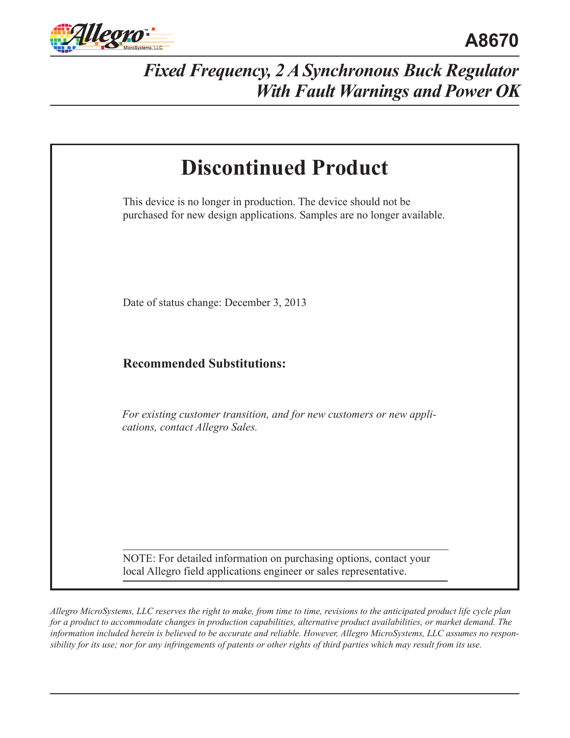# A8670

## *Fixed Frequency, 2 A Synchronous Buck Regulator With Fault Warnings and Power OK*

# Discontinued Product

This device is no longer in production. The device should not be purchased for new design applications. Samples are no longer available.

Date of status change: December 3, 2013

**Recommended Substitutions:**

*For existing customer transition, and for new customers or new applications, contact Allegro Sales.*

NOTE: For detailed information on purchasing options, contact your local Allegro field applications engineer or sales representative.

*Allegro MicroSystems, LLC reserves the right to make, from time to time, revisions to the anticipated product life cycle plan for a product to accommodate changes in production capabilities, alternative product availabilities, or market demand. The information included herein is believed to be accurate and reliable. However, Allegro MicroSystems, LLC assumes no responsibility for its use; nor for any infringements of patents or other rights of third parties which may result from its use.*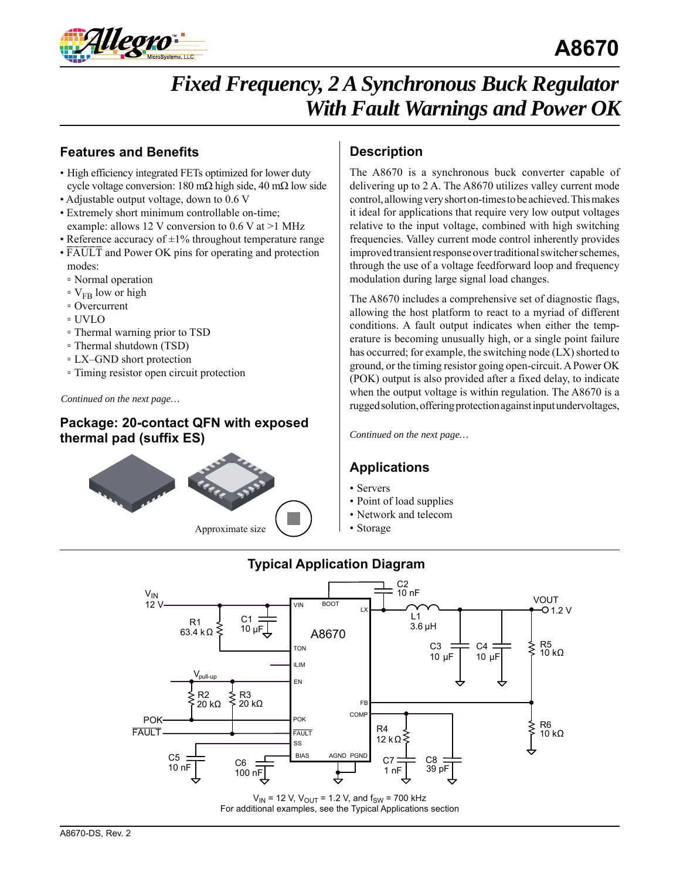# A8670

# Fixed Frequency, 2 A Synchronous Buck Regulator With Fault Warnings and Power OK

## Features and Benefits

- High efficiency integrated FETs optimized for lower duty cycle voltage conversion: 180 mΩ high side, 40 mΩ low side
- Adjustable output voltage, down to 0.6 V
- Extremely short minimum controllable on-time; example: allows 12 V conversion to 0.6 V at >1 MHz
- Reference accuracy of ±1% throughout temperature range
- $\overline{\text{FAULT}}$ and Power OK pins for operating and protection modes:
  - Normal operation
  - $V_{FB}$ low or high
  - Overcurrent
  - UVLO
  - Thermal warning prior to TSD
  - Thermal shutdown (TSD)
  - LX–GND short protection
  - Timing resistor open circuit protection

*Continued on the next page…*

## Package: 20-contact QFN with exposed thermal pad (suffix ES)

Approximate size

## Description

The A8670 is a synchronous buck converter capable of delivering up to 2 A. The A8670 utilizes valley current mode control, allowing very short on-times to be achieved. This makes it ideal for applications that require very low output voltages relative to the input voltage, combined with high switching frequencies. Valley current mode control inherently provides improved transient response over traditional switcher schemes, through the use of a voltage feedforward loop and frequency modulation during large signal load changes.

The A8670 includes a comprehensive set of diagnostic flags, allowing the host platform to react to a myriad of different conditions. A fault output indicates when either the temperature is becoming unusually high, or a single point failure has occurred; for example, the switching node (LX) shorted to ground, or the timing resistor going open-circuit. A Power OK (POK) output is also provided after a fixed delay, to indicate when the output voltage is within regulation. The A8670 is a rugged solution, offering protection against input undervoltages,

*Continued on the next page…*

## Applications

- Servers
- Point of load supplies
- Network and telecom
- Storage

## Typical Application Diagram

$V_{IN}$ = 12 V, $V_{OUT}$ = 1.2 V, and $f_{SW}$ = 700 kHz

For additional examples, see the Typical Applications section

A8670-DS, Rev. 2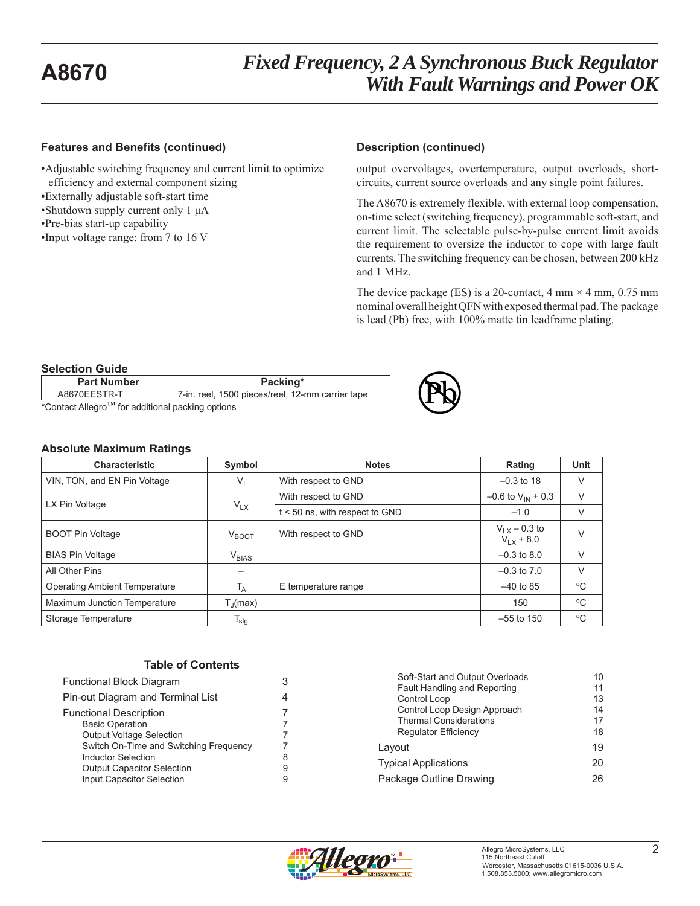## Features and Benefits (continued)

- Adjustable switching frequency and current limit to optimize efficiency and external component sizing
- Externally adjustable soft-start time
- Shutdown supply current only 1 μA
- Pre-bias start-up capability
- Input voltage range: from 7 to 16 V

## Description (continued)

output overvoltages, overtemperature, output overloads, short-circuits, current source overloads and any single point failures.

The A8670 is extremely flexible, with external loop compensation, on-time select (switching frequency), programmable soft-start, and current limit. The selectable pulse-by-pulse current limit avoids the requirement to oversize the inductor to cope with large fault currents. The switching frequency can be chosen, between 200 kHz and 1 MHz.

The device package (ES) is a 20-contact, 4 mm × 4 mm, 0.75 mm nominal overall height QFN with exposed thermal pad. The package is lead (Pb) free, with 100% matte tin leadframe plating.

## Selection Guide

| Part Number | Packing* |
|---|---|
| A8670EESTR-T | 7-in. reel, 1500 pieces/reel, 12-mm carrier tape |

*Contact Allegro™ for additional packing options

## Absolute Maximum Ratings

| Characteristic | Symbol | Notes | Rating | Unit |
|---|---|---|---|---|
| VIN, TON, and EN Pin Voltage | $V_I$ | With respect to GND | –0.3 to 18 | V |
| LX Pin Voltage | $V_{LX}$ | With respect to GND | –0.6 to $V_{IN}$ + 0.3 | V |
| | | t < 50 ns, with respect to GND | –1.0 | V |
| BOOT Pin Voltage | $V_{BOOT}$ | With respect to GND | $V_{LX}$ – 0.3 to $V_{LX}$ + 8.0 | V |
| BIAS Pin Voltage | $V_{BIAS}$ | | –0.3 to 8.0 | V |
| All Other Pins | – | | –0.3 to 7.0 | V |
| Operating Ambient Temperature | $T_A$ | E temperature range | –40 to 85 | ºC |
| Maximum Junction Temperature | $T_J$(max) | | 150 | ºC |
| Storage Temperature | $T_{stg}$ | | –55 to 150 | ºC |

## Table of Contents

| | |
|---|---|
| Functional Block Diagram | 3 |
| Pin-out Diagram and Terminal List | 4 |
| Functional Description | 7 |
| Basic Operation | 7 |
| Output Voltage Selection | 7 |
| Switch On-Time and Switching Frequency | 7 |
| Inductor Selection | 8 |
| Output Capacitor Selection | 9 |
| Input Capacitor Selection | 9 |
| Soft-Start and Output Overloads | 10 |
| Fault Handling and Reporting | 11 |
| Control Loop | 13 |
| Control Loop Design Approach | 14 |
| Thermal Considerations | 17 |
| Regulator Efficiency | 18 |
| Layout | 19 |
| Typical Applications | 20 |
| Package Outline Drawing | 26 |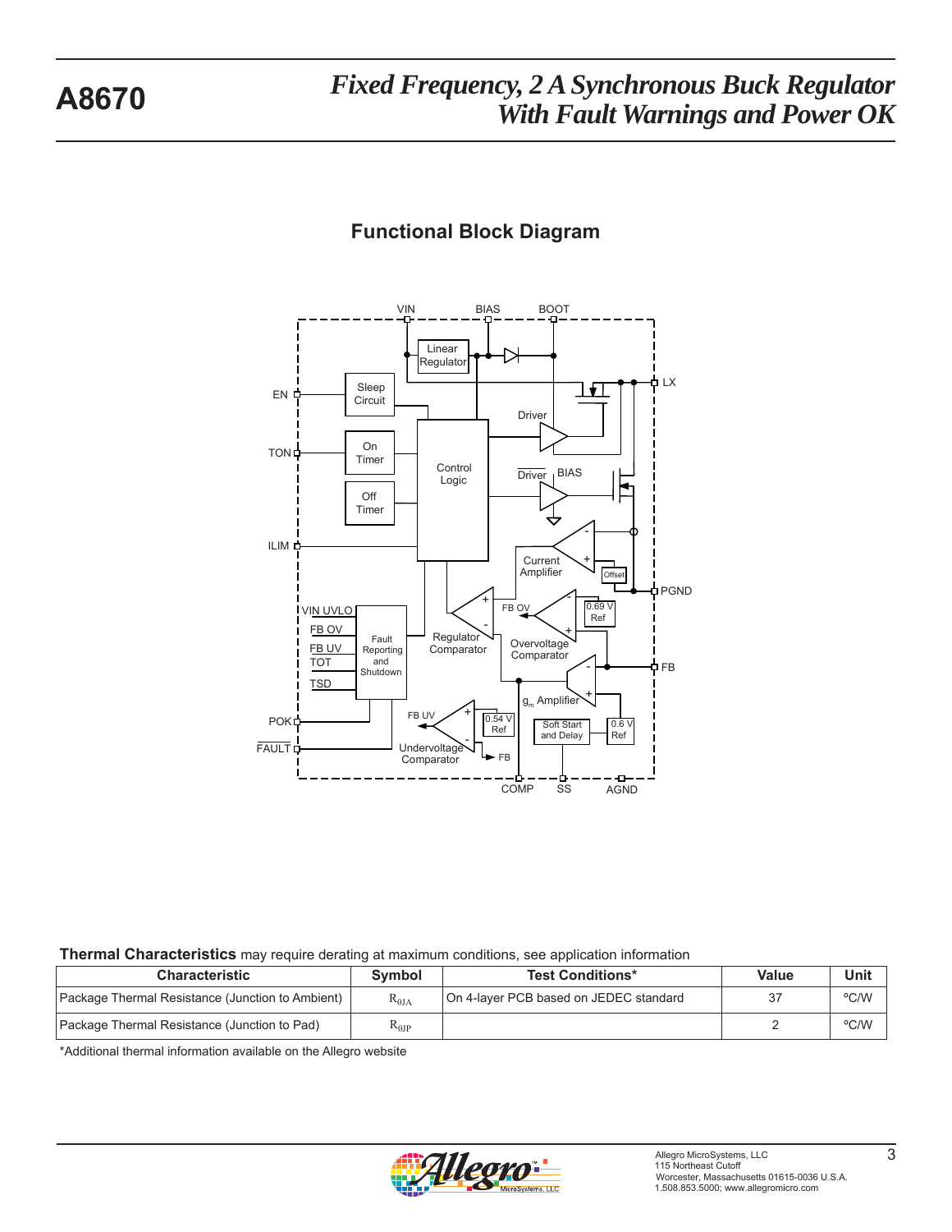## Functional Block Diagram

VIN
BIAS
BOOT
Linear Regulator
EN
Sleep Circuit
LX
Driver
TON
On Timer
Control Logic
Driver
BIAS
Off Timer
ILIM
Current Amplifier
Offset
PGND
VIN UVLO
FB OV
0.69 V Ref
FB OV
FB UV
Fault Reporting and Shutdown
Regulator Comparator
Overvoltage Comparator
TOT
FB
TSD
$g_m$ Amplifier
POK
FB UV
0.54 V Ref
Soft Start and Delay
0.6 V Ref
FAULT
Undervoltage Comparator
FB
COMP
SS
AGND

**Thermal Characteristics** may require derating at maximum conditions, see application information

| Characteristic | Symbol | Test Conditions* | Value | Unit |
|---|---|---|---|---|
| Package Thermal Resistance (Junction to Ambient) | $R_{\theta JA}$ | On 4-layer PCB based on JEDEC standard | 37 | ºC/W |
| Package Thermal Resistance (Junction to Pad) | $R_{\theta JP}$ | | 2 | ºC/W |

*Additional thermal information available on the Allegro website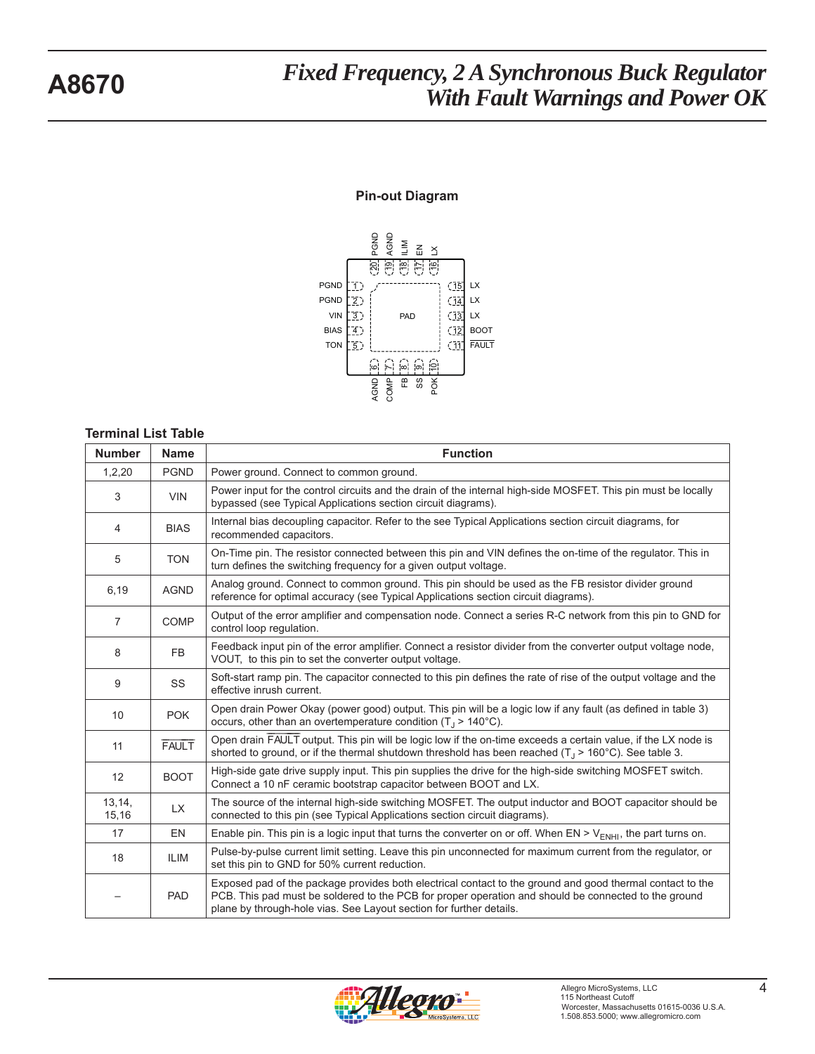## Pin-out Diagram

20 PGND
19 AGND
18 ILIM
17 EN
16 LX

PGND 1
PGND 2
VIN 3
BIAS 4
TON 5

PAD

15 LX
14 LX
13 LX
12 BOOT
11 FAULT

6 AGND
7 COMP
8 FB
9 SS
10 POK

## Terminal List Table

| Number | Name | Function |
|---|---|---|
| 1,2,20 | PGND | Power ground. Connect to common ground. |
| 3 | VIN | Power input for the control circuits and the drain of the internal high-side MOSFET. This pin must be locally bypassed (see Typical Applications section circuit diagrams). |
| 4 | BIAS | Internal bias decoupling capacitor. Refer to the see Typical Applications section circuit diagrams, for recommended capacitors. |
| 5 | TON | On-Time pin. The resistor connected between this pin and VIN defines the on-time of the regulator. This in turn defines the switching frequency for a given output voltage. |
| 6,19 | AGND | Analog ground. Connect to common ground. This pin should be used as the FB resistor divider ground reference for optimal accuracy (see Typical Applications section circuit diagrams). |
| 7 | COMP | Output of the error amplifier and compensation node. Connect a series R-C network from this pin to GND for control loop regulation. |
| 8 | FB | Feedback input pin of the error amplifier. Connect a resistor divider from the converter output voltage node, VOUT, to this pin to set the converter output voltage. |
| 9 | SS | Soft-start ramp pin. The capacitor connected to this pin defines the rate of rise of the output voltage and the effective inrush current. |
| 10 | POK | Open drain Power Okay (power good) output. This pin will be a logic low if any fault (as defined in table 3) occurs, other than an overtemperature condition ($T_J$ > 140°C). |
| 11 | $\overline{\text{FAULT}}$ | Open drain $\overline{\text{FAULT}}$ output. This pin will be logic low if the on-time exceeds a certain value, if the LX node is shorted to ground, or if the thermal shutdown threshold has been reached ($T_J$ > 160°C). See table 3. |
| 12 | BOOT | High-side gate drive supply input. This pin supplies the drive for the high-side switching MOSFET switch. Connect a 10 nF ceramic bootstrap capacitor between BOOT and LX. |
| 13,14, 15,16 | LX | The source of the internal high-side switching MOSFET. The output inductor and BOOT capacitor should be connected to this pin (see Typical Applications section circuit diagrams). |
| 17 | EN | Enable pin. This pin is a logic input that turns the converter on or off. When EN > $V_{ENHI}$, the part turns on. |
| 18 | ILIM | Pulse-by-pulse current limit setting. Leave this pin unconnected for maximum current from the regulator, or set this pin to GND for 50% current reduction. |
| – | PAD | Exposed pad of the package provides both electrical contact to the ground and good thermal contact to the PCB. This pad must be soldered to the PCB for proper operation and should be connected to the ground plane by through-hole vias. See Layout section for further details. |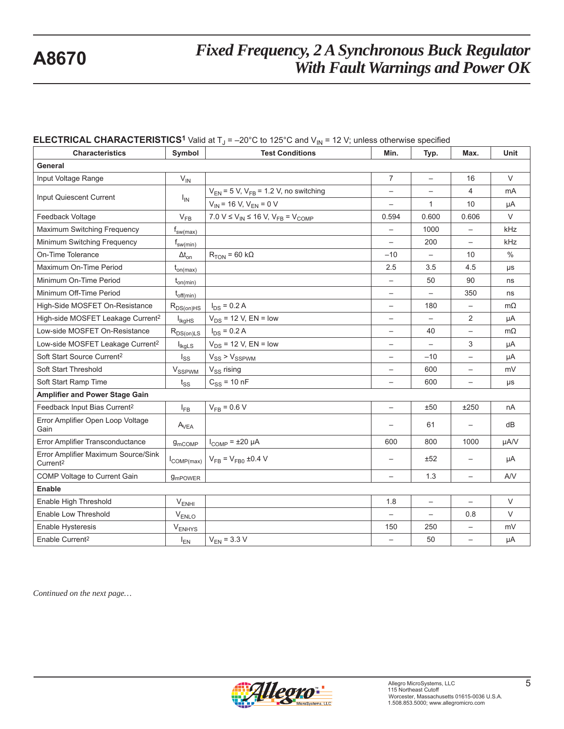**ELECTRICAL CHARACTERISTICS**[1] Valid at $T_J$ = –20°C to 125°C and $V_{IN}$ = 12 V; unless otherwise specified

| Characteristics | Symbol | Test Conditions | Min. | Typ. | Max. | Unit |
|---|---|---|---|---|---|---|
| **General** | | | | | | |
| Input Voltage Range | $V_{IN}$ | | 7 | – | 16 | V |
| Input Quiescent Current | $I_{IN}$ | $V_{EN}$ = 5 V, $V_{FB}$ = 1.2 V, no switching | – | – | 4 | mA |
| | | $V_{IN}$ = 16 V, $V_{EN}$ = 0 V | – | 1 | 10 | μA |
| Feedback Voltage | $V_{FB}$ | 7.0 V ≤ $V_{IN}$ ≤ 16 V, $V_{FB}$ = $V_{COMP}$ | 0.594 | 0.600 | 0.606 | V |
| Maximum Switching Frequency | $f_{sw(max)}$ | | – | 1000 | – | kHz |
| Minimum Switching Frequency | $f_{sw(min)}$ | | – | 200 | – | kHz |
| On-Time Tolerance | $\Delta t_{on}$ | $R_{TON}$ = 60 kΩ | –10 | – | 10 | % |
| Maximum On-Time Period | $t_{on(max)}$ | | 2.5 | 3.5 | 4.5 | μs |
| Minimum On-Time Period | $t_{on(min)}$ | | – | 50 | 90 | ns |
| Minimum Off-Time Period | $t_{off(min)}$ | | – | – | 350 | ns |
| High-Side MOSFET On-Resistance | $R_{DS(on)HS}$ | $I_{DS}$ = 0.2 A | – | 180 | – | mΩ |
| High-side MOSFET Leakage Current[2] | $I_{lkgHS}$ | $V_{DS}$ = 12 V, EN = low | – | – | 2 | μA |
| Low-side MOSFET On-Resistance | $R_{DS(on)LS}$ | $I_{DS}$ = 0.2 A | – | 40 | – | mΩ |
| Low-side MOSFET Leakage Current[2] | $I_{lkgLS}$ | $V_{DS}$ = 12 V, EN = low | – | – | 3 | μA |
| Soft Start Source Current[2] | $I_{SS}$ | $V_{SS}$ > $V_{SSPWM}$ | – | –10 | – | μA |
| Soft Start Threshold | $V_{SSPWM}$ | $V_{SS}$ rising | – | 600 | – | mV |
| Soft Start Ramp Time | $t_{SS}$ | $C_{SS}$ = 10 nF | – | 600 | – | μs |
| **Amplifier and Power Stage Gain** | | | | | | |
| Feedback Input Bias Current[2] | $I_{FB}$ | $V_{FB}$ = 0.6 V | – | ±50 | ±250 | nA |
| Error Amplifier Open Loop Voltage Gain | $A_{VEA}$ | | – | 61 | – | dB |
| Error Amplifier Transconductance | $g_{mCOMP}$ | $I_{COMP}$ = ±20 μA | 600 | 800 | 1000 | μA/V |
| Error Amplifier Maximum Source/Sink Current[2] | $I_{COMP(max)}$ | $V_{FB}$ = $V_{FB0}$ ±0.4 V | – | ±52 | – | μA |
| COMP Voltage to Current Gain | $g_{mPOWER}$ | | – | 1.3 | – | A/V |
| **Enable** | | | | | | |
| Enable High Threshold | $V_{ENHI}$ | | 1.8 | – | – | V |
| Enable Low Threshold | $V_{ENLO}$ | | – | – | 0.8 | V |
| Enable Hysteresis | $V_{ENHYS}$ | | 150 | 250 | – | mV |
| Enable Current[2] | $I_{EN}$ | $V_{EN}$ = 3.3 V | – | 50 | – | μA |

*Continued on the next page…*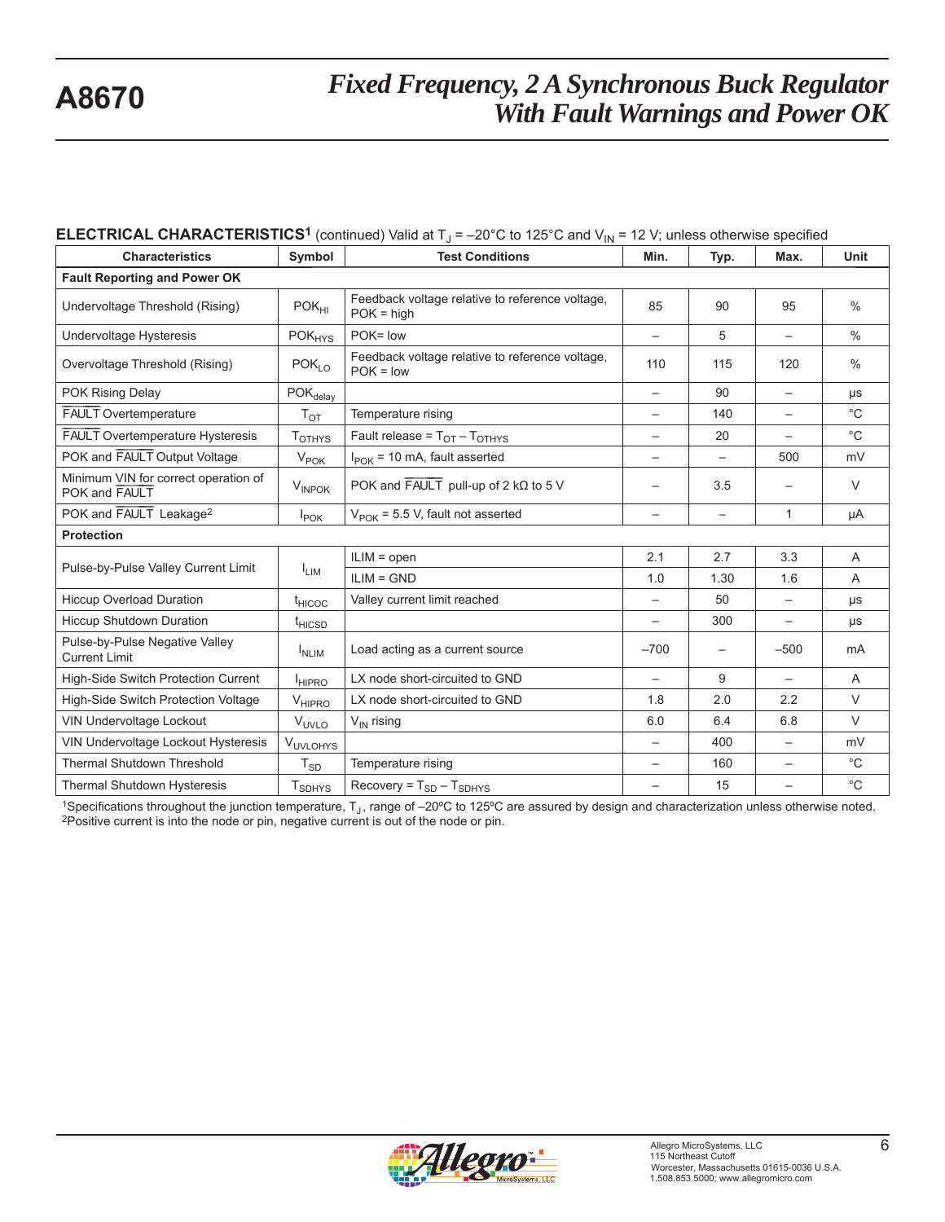**ELECTRICAL CHARACTERISTICS[1]** (continued) Valid at $T_J$ = –20°C to 125°C and $V_{IN}$ = 12 V; unless otherwise specified

| Characteristics | Symbol | Test Conditions | Min. | Typ. | Max. | Unit |
|---|---|---|---|---|---|---|
| **Fault Reporting and Power OK** | | | | | | |
| Undervoltage Threshold (Rising) | $POK_{HI}$ | Feedback voltage relative to reference voltage, POK = high | 85 | 90 | 95 | % |
| Undervoltage Hysteresis | $POK_{HYS}$ | POK= low | – | 5 | – | % |
| Overvoltage Threshold (Rising) | $POK_{LO}$ | Feedback voltage relative to reference voltage, POK = low | 110 | 115 | 120 | % |
| POK Rising Delay | $POK_{delay}$ | | – | 90 | – | μs |
| $\overline{FAULT}$ Overtemperature | $T_{OT}$ | Temperature rising | – | 140 | – | °C |
| $\overline{FAULT}$ Overtemperature Hysteresis | $T_{OTHYS}$ | Fault release = $T_{OT} - T_{OTHYS}$ | – | 20 | – | °C |
| POK and $\overline{FAULT}$ Output Voltage | $V_{POK}$ | $I_{POK}$ = 10 mA, fault asserted | – | – | 500 | mV |
| Minimum VIN for correct operation of POK and $\overline{FAULT}$ | $V_{INPOK}$ | POK and $\overline{FAULT}$ pull-up of 2 kΩ to 5 V | – | 3.5 | – | V |
| POK and $\overline{FAULT}$ Leakage[2] | $I_{POK}$ | $V_{POK}$ = 5.5 V, fault not asserted | – | – | 1 | μA |
| **Protection** | | | | | | |
| Pulse-by-Pulse Valley Current Limit | $I_{LIM}$ | ILIM = open | 2.1 | 2.7 | 3.3 | A |
| | | ILIM = GND | 1.0 | 1.30 | 1.6 | A |
| Hiccup Overload Duration | $t_{HICOC}$ | Valley current limit reached | – | 50 | – | μs |
| Hiccup Shutdown Duration | $t_{HICSD}$ | | – | 300 | – | μs |
| Pulse-by-Pulse Negative Valley Current Limit | $I_{NLIM}$ | Load acting as a current source | –700 | – | –500 | mA |
| High-Side Switch Protection Current | $I_{HIPRO}$ | LX node short-circuited to GND | – | 9 | – | A |
| High-Side Switch Protection Voltage | $V_{HIPRO}$ | LX node short-circuited to GND | 1.8 | 2.0 | 2.2 | V |
| VIN Undervoltage Lockout | $V_{UVLO}$ | $V_{IN}$ rising | 6.0 | 6.4 | 6.8 | V |
| VIN Undervoltage Lockout Hysteresis | $V_{UVLOHYS}$ | | – | 400 | – | mV |
| Thermal Shutdown Threshold | $T_{SD}$ | Temperature rising | – | 160 | – | °C |
| Thermal Shutdown Hysteresis | $T_{SDHYS}$ | Recovery = $T_{SD} - T_{SDHYS}$ | – | 15 | – | °C |

[1]Specifications throughout the junction temperature, $T_J$, range of –20ºC to 125ºC are assured by design and characterization unless otherwise noted.
[2]Positive current is into the node or pin, negative current is out of the node or pin.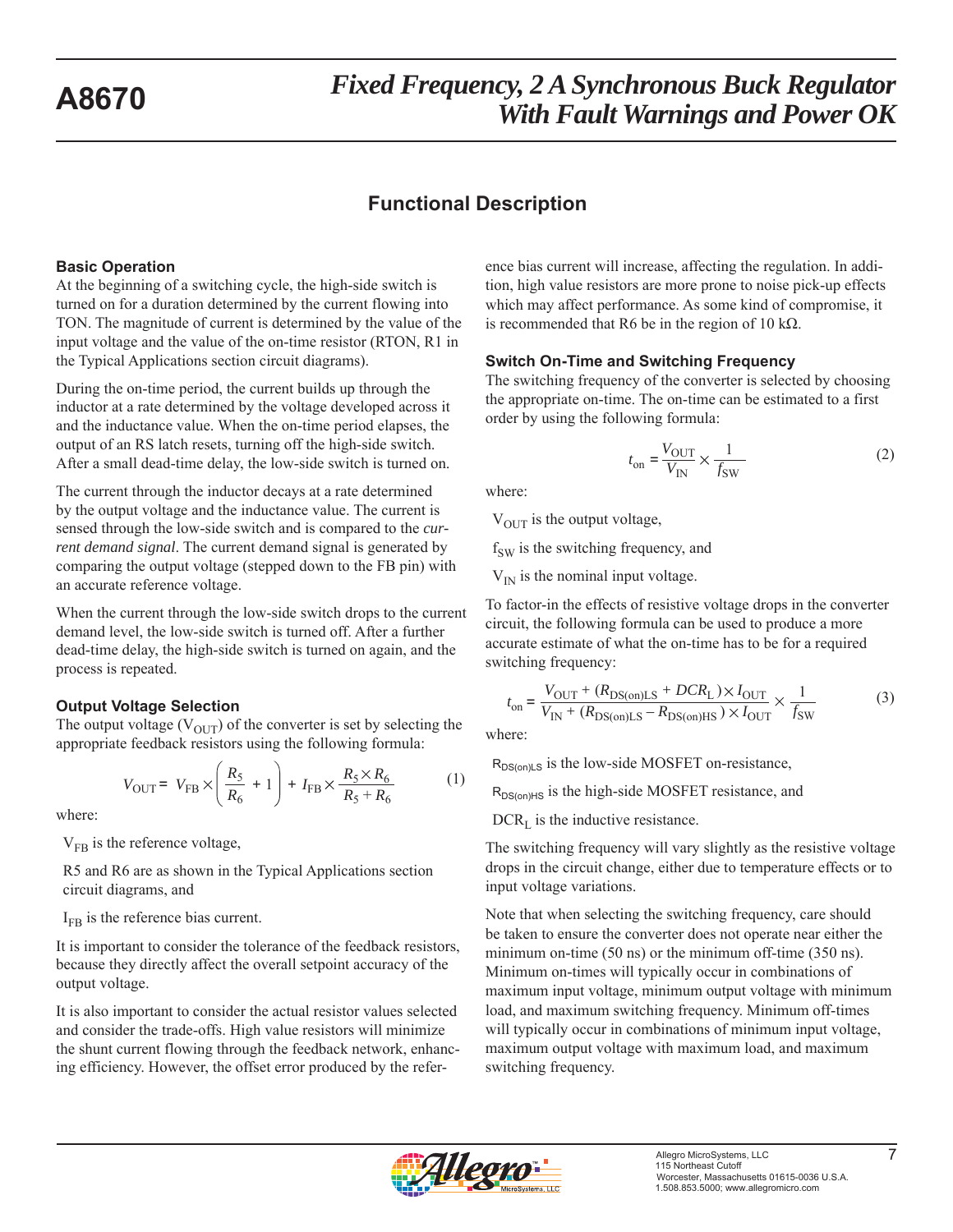## Functional Description

### Basic Operation

At the beginning of a switching cycle, the high-side switch is turned on for a duration determined by the current flowing into TON. The magnitude of current is determined by the value of the input voltage and the value of the on-time resistor (RTON, R1 in the Typical Applications section circuit diagrams).

During the on-time period, the current builds up through the inductor at a rate determined by the voltage developed across it and the inductance value. When the on-time period elapses, the output of an RS latch resets, turning off the high-side switch. After a small dead-time delay, the low-side switch is turned on.

The current through the inductor decays at a rate determined by the output voltage and the inductance value. The current is sensed through the low-side switch and is compared to the *current demand signal*. The current demand signal is generated by comparing the output voltage (stepped down to the FB pin) with an accurate reference voltage.

When the current through the low-side switch drops to the current demand level, the low-side switch is turned off. After a further dead-time delay, the high-side switch is turned on again, and the process is repeated.

### Output Voltage Selection

The output voltage ($V_{OUT}$) of the converter is set by selecting the appropriate feedback resistors using the following formula:

$$V_{OUT} = V_{FB} \times \left( \frac{R_5}{R_6} + 1 \right) + I_{FB} \times \frac{R_5 \times R_6}{R_5 + R_6} \tag{1}$$

where:

$V_{FB}$ is the reference voltage,

R5 and R6 are as shown in the Typical Applications section circuit diagrams, and

$I_{FB}$ is the reference bias current.

It is important to consider the tolerance of the feedback resistors, because they directly affect the overall setpoint accuracy of the output voltage.

It is also important to consider the actual resistor values selected and consider the trade-offs. High value resistors will minimize the shunt current flowing through the feedback network, enhancing efficiency. However, the offset error produced by the reference bias current will increase, affecting the regulation. In addition, high value resistors are more prone to noise pick-up effects which may affect performance. As some kind of compromise, it is recommended that R6 be in the region of 10 kΩ.

### Switch On-Time and Switching Frequency

The switching frequency of the converter is selected by choosing the appropriate on-time. The on-time can be estimated to a first order by using the following formula:

$$t_{on} = \frac{V_{OUT}}{V_{IN}} \times \frac{1}{f_{SW}} \tag{2}$$

where:

$V_{OUT}$ is the output voltage,

$f_{SW}$ is the switching frequency, and

$V_{IN}$ is the nominal input voltage.

To factor-in the effects of resistive voltage drops in the converter circuit, the following formula can be used to produce a more accurate estimate of what the on-time has to be for a required switching frequency:

$$t_{on} = \frac{V_{OUT} + (R_{DS(on)LS} + DCR_L) \times I_{OUT}}{V_{IN} + (R_{DS(on)LS} - R_{DS(on)HS}) \times I_{OUT}} \times \frac{1}{f_{SW}} \tag{3}$$

where:

$R_{DS(on)LS}$ is the low-side MOSFET on-resistance,

$R_{DS(on)HS}$ is the high-side MOSFET resistance, and

$DCR_L$ is the inductive resistance.

The switching frequency will vary slightly as the resistive voltage drops in the circuit change, either due to temperature effects or to input voltage variations.

Note that when selecting the switching frequency, care should be taken to ensure the converter does not operate near either the minimum on-time (50 ns) or the minimum off-time (350 ns). Minimum on-times will typically occur in combinations of maximum input voltage, minimum output voltage with minimum load, and maximum switching frequency. Minimum off-times will typically occur in combinations of minimum input voltage, maximum output voltage with maximum load, and maximum switching frequency.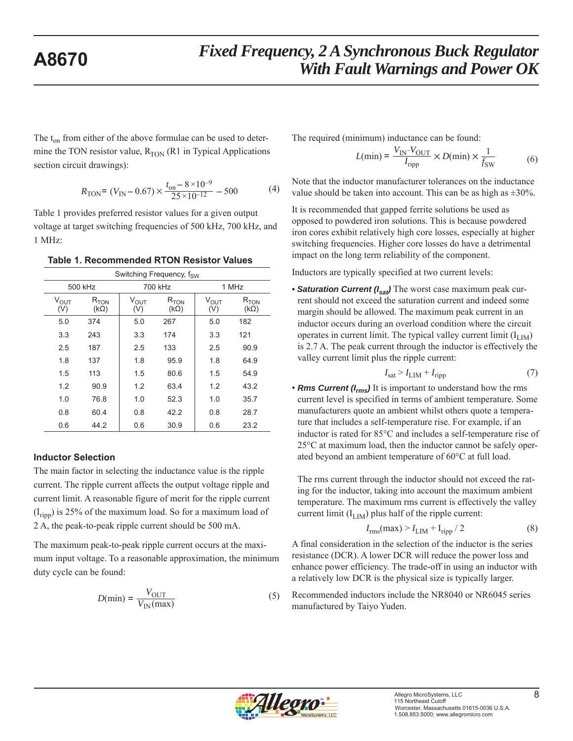The $t_{on}$ from either of the above formulae can be used to determine the TON resistor value, $R_{TON}$ (R1 in Typical Applications section circuit drawings):

$$R_{TON} = (V_{IN} - 0.67) \times \frac{t_{on} - 8 \times 10^{-9}}{25 \times 10^{-12}} - 500 \tag{4}$$

Table 1 provides preferred resistor values for a given output voltage at target switching frequencies of 500 kHz, 700 kHz, and 1 MHz:

**Table 1. Recommended RTON Resistor Values**

| Switching Frequency, $f_{SW}$ | | | | | |
|---|---|---|---|---|---|
| 500 kHz | | 700 kHz | | 1 MHz | |
| $V_{OUT}$ (V) | $R_{TON}$ (kΩ) | $V_{OUT}$ (V) | $R_{TON}$ (kΩ) | $V_{OUT}$ (V) | $R_{TON}$ (kΩ) |
| 5.0 | 374 | 5.0 | 267 | 5.0 | 182 |
| 3.3 | 243 | 3.3 | 174 | 3.3 | 121 |
| 2.5 | 187 | 2.5 | 133 | 2.5 | 90.9 |
| 1.8 | 137 | 1.8 | 95.9 | 1.8 | 64.9 |
| 1.5 | 113 | 1.5 | 80.6 | 1.5 | 54.9 |
| 1.2 | 90.9 | 1.2 | 63.4 | 1.2 | 43.2 |
| 1.0 | 76.8 | 1.0 | 52.3 | 1.0 | 35.7 |
| 0.8 | 60.4 | 0.8 | 42.2 | 0.8 | 28.7 |
| 0.6 | 44.2 | 0.6 | 30.9 | 0.6 | 23.2 |

### Inductor Selection

The main factor in selecting the inductance value is the ripple current. The ripple current affects the output voltage ripple and current limit. A reasonable figure of merit for the ripple current ($I_{ripp}$) is 25% of the maximum load. So for a maximum load of 2 A, the peak-to-peak ripple current should be 500 mA.

The maximum peak-to-peak ripple current occurs at the maximum input voltage. To a reasonable approximation, the minimum duty cycle can be found:

$$D(\text{min}) = \frac{V_{OUT}}{V_{IN}(\text{max})} \tag{5}$$

The required (minimum) inductance can be found:

$$L(\text{min}) = \frac{V_{IN} - V_{OUT}}{I_{ripp}} \times D(\text{min}) \times \frac{1}{f_{SW}} \tag{6}$$

Note that the inductor manufacturer tolerances on the inductance value should be taken into account. This can be as high as ±30%.

It is recommended that gapped ferrite solutions be used as opposed to powdered iron solutions. This is because powdered iron cores exhibit relatively high core losses, especially at higher switching frequencies. Higher core losses do have a detrimental impact on the long term reliability of the component.

Inductors are typically specified at two current levels:

- ***Saturation Current ($I_{sat}$)*** The worst case maximum peak current should not exceed the saturation current and indeed some margin should be allowed. The maximum peak current in an inductor occurs during an overload condition where the circuit operates in current limit. The typical valley current limit ($I_{LIM}$) is 2.7 A. The peak current through the inductor is effectively the valley current limit plus the ripple current:

$$I_{sat} > I_{LIM} + I_{ripp} \tag{7}$$

- ***Rms Current ($I_{rms}$)*** It is important to understand how the rms current level is specified in terms of ambient temperature. Some manufacturers quote an ambient whilst others quote a temperature that includes a self-temperature rise. For example, if an inductor is rated for 85°C and includes a self-temperature rise of 25°C at maximum load, then the inductor cannot be safely operated beyond an ambient temperature of 60°C at full load.

  The rms current through the inductor should not exceed the rating for the inductor, taking into account the maximum ambient temperature. The maximum rms current is effectively the valley current limit ($I_{LIM}$) plus half of the ripple current:

$$I_{rms}(\text{max}) > I_{LIM} + I_{ripp} / 2 \tag{8}$$

A final consideration in the selection of the inductor is the series resistance (DCR). A lower DCR will reduce the power loss and enhance power efficiency. The trade-off in using an inductor with a relatively low DCR is the physical size is typically larger.

Recommended inductors include the NR8040 or NR6045 series manufactured by Taiyo Yuden.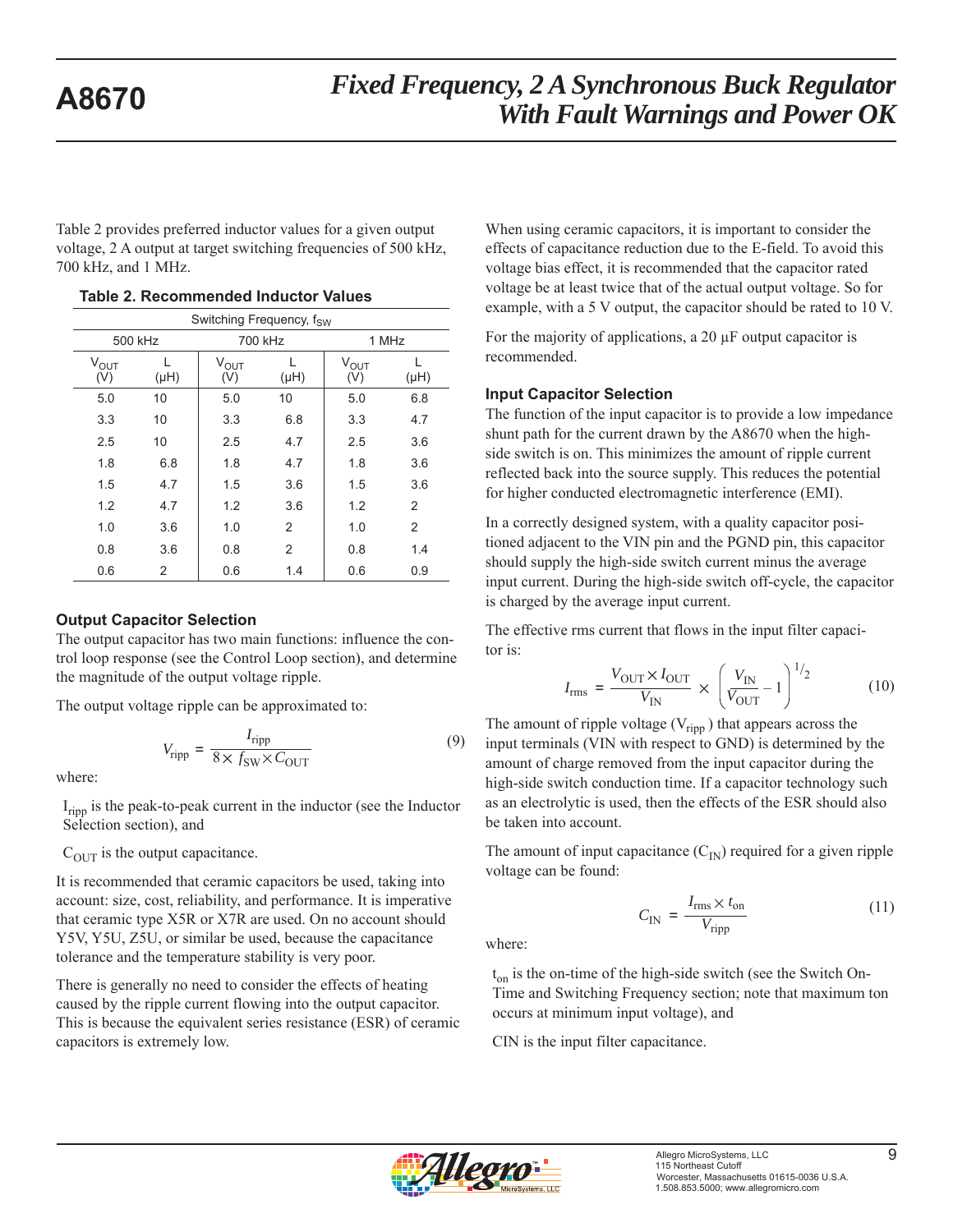Table 2 provides preferred inductor values for a given output voltage, 2 A output at target switching frequencies of 500 kHz, 700 kHz, and 1 MHz.

**Table 2. Recommended Inductor Values**

| Switching Frequency, $f_{SW}$ | | | | | |
|---|---|---|---|---|---|
| 500 kHz | | 700 kHz | | 1 MHz | |
| $V_{OUT}$ (V) | L (μH) | $V_{OUT}$ (V) | L (μH) | $V_{OUT}$ (V) | L (μH) |
| 5.0 | 10 | 5.0 | 10 | 5.0 | 6.8 |
| 3.3 | 10 | 3.3 | 6.8 | 3.3 | 4.7 |
| 2.5 | 10 | 2.5 | 4.7 | 2.5 | 3.6 |
| 1.8 | 6.8 | 1.8 | 4.7 | 1.8 | 3.6 |
| 1.5 | 4.7 | 1.5 | 3.6 | 1.5 | 3.6 |
| 1.2 | 4.7 | 1.2 | 3.6 | 1.2 | 2 |
| 1.0 | 3.6 | 1.0 | 2 | 1.0 | 2 |
| 0.8 | 3.6 | 0.8 | 2 | 0.8 | 1.4 |
| 0.6 | 2 | 0.6 | 1.4 | 0.6 | 0.9 |

### Output Capacitor Selection

The output capacitor has two main functions: influence the control loop response (see the Control Loop section), and determine the magnitude of the output voltage ripple.

The output voltage ripple can be approximated to:

$$V_{ripp} = \frac{I_{ripp}}{8 \times f_{SW} \times C_{OUT}} \tag{9}$$

where:

$I_{ripp}$ is the peak-to-peak current in the inductor (see the Inductor Selection section), and

$C_{OUT}$ is the output capacitance.

It is recommended that ceramic capacitors be used, taking into account: size, cost, reliability, and performance. It is imperative that ceramic type X5R or X7R are used. On no account should Y5V, Y5U, Z5U, or similar be used, because the capacitance tolerance and the temperature stability is very poor.

There is generally no need to consider the effects of heating caused by the ripple current flowing into the output capacitor. This is because the equivalent series resistance (ESR) of ceramic capacitors is extremely low.

When using ceramic capacitors, it is important to consider the effects of capacitance reduction due to the E-field. To avoid this voltage bias effect, it is recommended that the capacitor rated voltage be at least twice that of the actual output voltage. So for example, with a 5 V output, the capacitor should be rated to 10 V.

For the majority of applications, a 20 μF output capacitor is recommended.

### Input Capacitor Selection

The function of the input capacitor is to provide a low impedance shunt path for the current drawn by the A8670 when the high-side switch is on. This minimizes the amount of ripple current reflected back into the source supply. This reduces the potential for higher conducted electromagnetic interference (EMI).

In a correctly designed system, with a quality capacitor positioned adjacent to the VIN pin and the PGND pin, this capacitor should supply the high-side switch current minus the average input current. During the high-side switch off-cycle, the capacitor is charged by the average input current.

The effective rms current that flows in the input filter capacitor is:

$$I_{rms} = \frac{V_{OUT} \times I_{OUT}}{V_{IN}} \times \left( \frac{V_{IN}}{V_{OUT}} - 1 \right)^{1/2} \tag{10}$$

The amount of ripple voltage ($V_{ripp}$) that appears across the input terminals (VIN with respect to GND) is determined by the amount of charge removed from the input capacitor during the high-side switch conduction time. If a capacitor technology such as an electrolytic is used, then the effects of the ESR should also be taken into account.

The amount of input capacitance ($C_{IN}$) required for a given ripple voltage can be found:

$$C_{IN} = \frac{I_{rms} \times t_{on}}{V_{ripp}} \tag{11}$$

where:

$t_{on}$ is the on-time of the high-side switch (see the Switch On-Time and Switching Frequency section; note that maximum ton occurs at minimum input voltage), and

CIN is the input filter capacitance.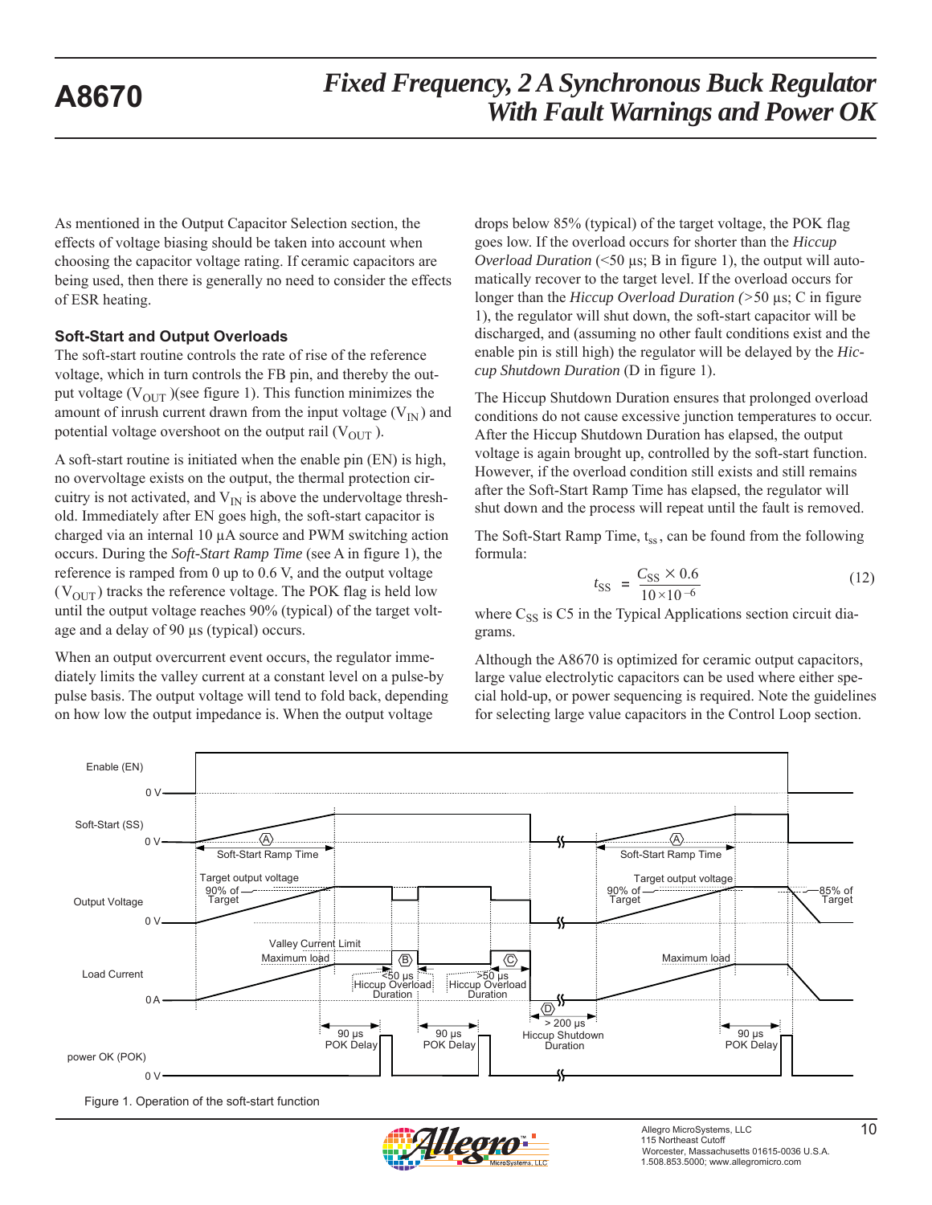As mentioned in the Output Capacitor Selection section, the effects of voltage biasing should be taken into account when choosing the capacitor voltage rating. If ceramic capacitors are being used, then there is generally no need to consider the effects of ESR heating.

### Soft-Start and Output Overloads

The soft-start routine controls the rate of rise of the reference voltage, which in turn controls the FB pin, and thereby the output voltage ($V_{OUT}$ )(see figure 1). This function minimizes the amount of inrush current drawn from the input voltage ($V_{IN}$) and potential voltage overshoot on the output rail ($V_{OUT}$ ).

A soft-start routine is initiated when the enable pin (EN) is high, no overvoltage exists on the output, the thermal protection circuitry is not activated, and $V_{IN}$ is above the undervoltage threshold. Immediately after EN goes high, the soft-start capacitor is charged via an internal 10 µA source and PWM switching action occurs. During the *Soft-Start Ramp Time* (see A in figure 1), the reference is ramped from 0 up to 0.6 V, and the output voltage ($V_{OUT}$) tracks the reference voltage. The POK flag is held low until the output voltage reaches 90% (typical) of the target voltage and a delay of 90 µs (typical) occurs.

When an output overcurrent event occurs, the regulator immediately limits the valley current at a constant level on a pulse-by pulse basis. The output voltage will tend to fold back, depending on how low the output impedance is. When the output voltage drops below 85% (typical) of the target voltage, the POK flag goes low. If the overload occurs for shorter than the *Hiccup Overload Duration* (<50 µs; B in figure 1), the output will automatically recover to the target level. If the overload occurs for longer than the *Hiccup Overload Duration (*>50 µs; C in figure 1), the regulator will shut down, the soft-start capacitor will be discharged, and (assuming no other fault conditions exist and the enable pin is still high) the regulator will be delayed by the *Hiccup Shutdown Duration* (D in figure 1).

The Hiccup Shutdown Duration ensures that prolonged overload conditions do not cause excessive junction temperatures to occur. After the Hiccup Shutdown Duration has elapsed, the output voltage is again brought up, controlled by the soft-start function. However, if the overload condition still exists and still remains after the Soft-Start Ramp Time has elapsed, the regulator will shut down and the process will repeat until the fault is removed.

The Soft-Start Ramp Time, $t_{ss}$, can be found from the following formula:

$$t_{SS} = \frac{C_{SS} \times 0.6}{10 \times 10^{-6}} \qquad (12)$$

where $C_{SS}$ is C5 in the Typical Applications section circuit diagrams.

Although the A8670 is optimized for ceramic output capacitors, large value electrolytic capacitors can be used where either special hold-up, or power sequencing is required. Note the guidelines for selecting large value capacitors in the Control Loop section.

Enable (EN)
0 V
Soft-Start (SS)
0 V
A
Soft-Start Ramp Time
A
Soft-Start Ramp Time
Output Voltage
0 V
Target output voltage
90% of Target
Target output voltage
90% of Target
85% of Target
Load Current
0 A
Valley Current Limit
Maximum load
B
<50 µs
Hiccup Overload Duration
C
>50 µs
Hiccup Overload Duration
D
> 200 µs
Hiccup Shutdown Duration
Maximum load
power OK (POK)
0 V
90 µs
POK Delay
90 µs
POK Delay
90 µs
POK Delay

Figure 1. Operation of the soft-start function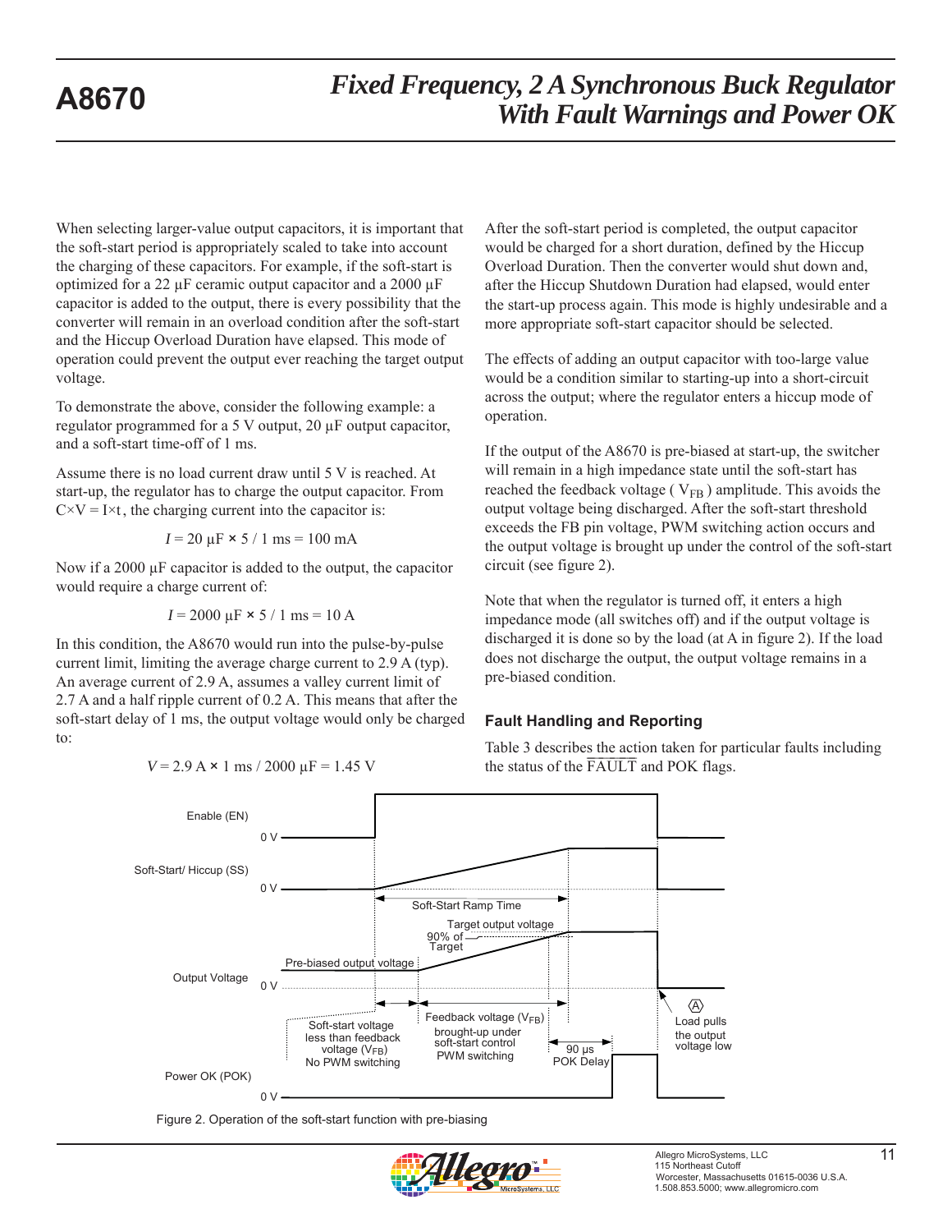When selecting larger-value output capacitors, it is important that the soft-start period is appropriately scaled to take into account the charging of these capacitors. For example, if the soft-start is optimized for a 22 µF ceramic output capacitor and a 2000 µF capacitor is added to the output, there is every possibility that the converter will remain in an overload condition after the soft-start and the Hiccup Overload Duration have elapsed. This mode of operation could prevent the output ever reaching the target output voltage.

To demonstrate the above, consider the following example: a regulator programmed for a 5 V output, 20 µF output capacitor, and a soft-start time-off of 1 ms.

Assume there is no load current draw until 5 V is reached. At start-up, the regulator has to charge the output capacitor. From C×V = I×t , the charging current into the capacitor is:

$$I = 20\ \mu F \times 5 / 1\ ms = 100\ mA$$

Now if a 2000 µF capacitor is added to the output, the capacitor would require a charge current of:

$$I = 2000\ \mu F \times 5 / 1\ ms = 10\ A$$

In this condition, the A8670 would run into the pulse-by-pulse current limit, limiting the average charge current to 2.9 A (typ). An average current of 2.9 A, assumes a valley current limit of 2.7 A and a half ripple current of 0.2 A. This means that after the soft-start delay of 1 ms, the output voltage would only be charged to:

$$V = 2.9\ A \times 1\ ms / 2000\ \mu F = 1.45\ V$$

After the soft-start period is completed, the output capacitor would be charged for a short duration, defined by the Hiccup Overload Duration. Then the converter would shut down and, after the Hiccup Shutdown Duration had elapsed, would enter the start-up process again. This mode is highly undesirable and a more appropriate soft-start capacitor should be selected.

The effects of adding an output capacitor with too-large value would be a condition similar to starting-up into a short-circuit across the output; where the regulator enters a hiccup mode of operation.

If the output of the A8670 is pre-biased at start-up, the switcher will remain in a high impedance state until the soft-start has reached the feedback voltage ( $V_{FB}$ ) amplitude. This avoids the output voltage being discharged. After the soft-start threshold exceeds the FB pin voltage, PWM switching action occurs and the output voltage is brought up under the control of the soft-start circuit (see figure 2).

Note that when the regulator is turned off, it enters a high impedance mode (all switches off) and if the output voltage is discharged it is done so by the load (at A in figure 2). If the load does not discharge the output, the output voltage remains in a pre-biased condition.

### Fault Handling and Reporting

Table 3 describes the action taken for particular faults including the status of the $\overline{\text{FAULT}}$ and POK flags.

Enable (EN)
0 V
Soft-Start/ Hiccup (SS)
0 V
Soft-Start Ramp Time
Target output voltage
90% of Target
Pre-biased output voltage
Output Voltage
0 V
Soft-start voltage less than feedback voltage ($V_{FB}$) No PWM switching
Feedback voltage ($V_{FB}$) brought-up under soft-start control PWM switching
90 µs POK Delay
A
Load pulls the output voltage low
Power OK (POK)
0 V

Figure 2. Operation of the soft-start function with pre-biasing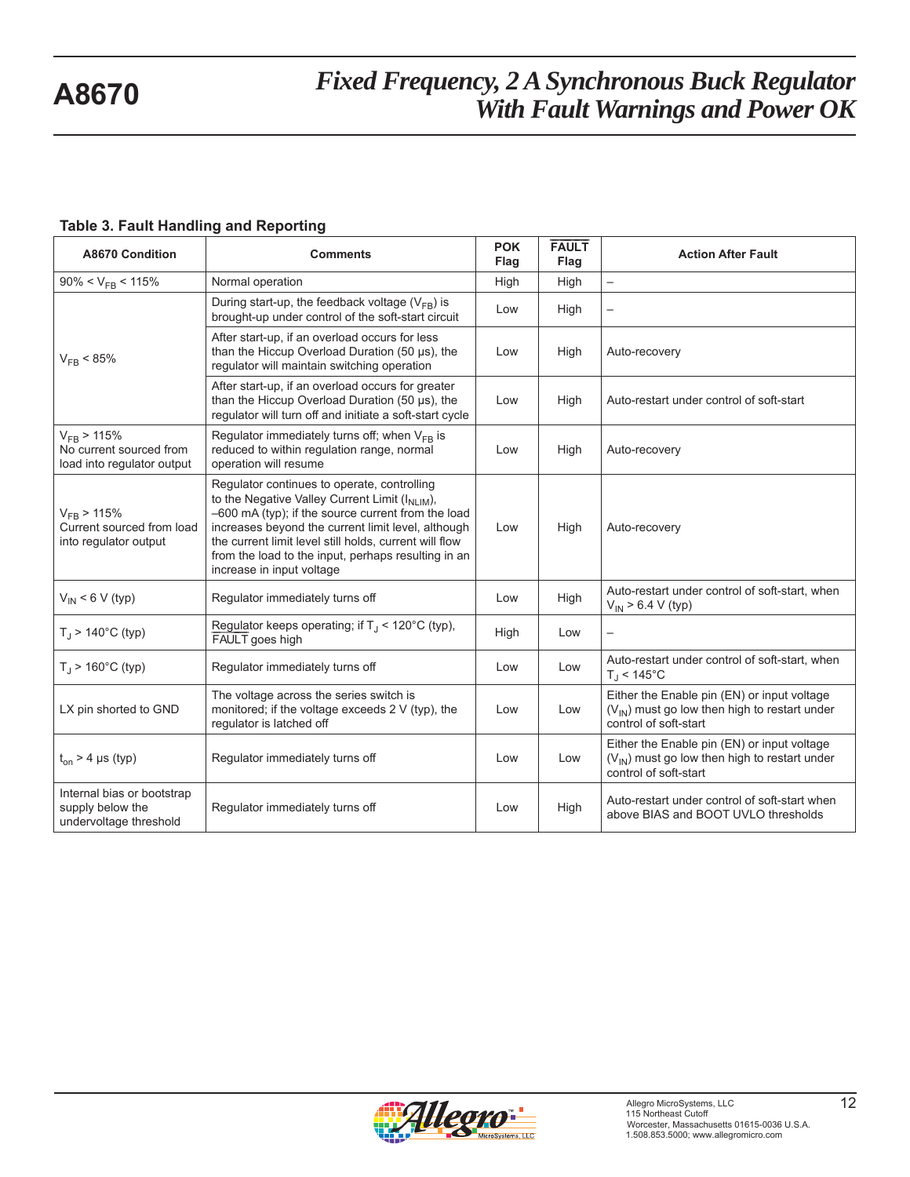**Table 3. Fault Handling and Reporting**

| A8670 Condition | Comments | POK Flag | $\overline{\text{FAULT}}$ Flag | Action After Fault |
|---|---|---|---|---|
| $90\% < V_{FB} < 115\%$ | Normal operation | High | High | – |
| $V_{FB} < 85\%$ | During start-up, the feedback voltage ($V_{FB}$) is brought-up under control of the soft-start circuit | Low | High | – |
| | After start-up, if an overload occurs for less than the Hiccup Overload Duration (50 µs), the regulator will maintain switching operation | Low | High | Auto-recovery |
| | After start-up, if an overload occurs for greater than the Hiccup Overload Duration (50 µs), the regulator will turn off and initiate a soft-start cycle | Low | High | Auto-restart under control of soft-start |
| $V_{FB} > 115\%$ No current sourced from load into regulator output | Regulator immediately turns off; when $V_{FB}$ is reduced to within regulation range, normal operation will resume | Low | High | Auto-recovery |
| $V_{FB} > 115\%$ Current sourced from load into regulator output | Regulator continues to operate, controlling to the Negative Valley Current Limit ($I_{NLIM}$), –600 mA (typ); if the source current from the load increases beyond the current limit level, although the current limit level still holds, current will flow from the load to the input, perhaps resulting in an increase in input voltage | Low | High | Auto-recovery |
| $V_{IN} < 6$ V (typ) | Regulator immediately turns off | Low | High | Auto-restart under control of soft-start, when $V_{IN} > 6.4$ V (typ) |
| $T_J > 140$°C (typ) | Regulator keeps operating; if $T_J < 120$°C (typ), $\overline{\text{FAULT}}$ goes high | High | Low | – |
| $T_J > 160$°C (typ) | Regulator immediately turns off | Low | Low | Auto-restart under control of soft-start, when $T_J < 145$°C |
| LX pin shorted to GND | The voltage across the series switch is monitored; if the voltage exceeds 2 V (typ), the regulator is latched off | Low | Low | Either the Enable pin (EN) or input voltage ($V_{IN}$) must go low then high to restart under control of soft-start |
| $t_{on} > 4$ µs (typ) | Regulator immediately turns off | Low | Low | Either the Enable pin (EN) or input voltage ($V_{IN}$) must go low then high to restart under control of soft-start |
| Internal bias or bootstrap supply below the undervoltage threshold | Regulator immediately turns off | Low | High | Auto-restart under control of soft-start when above BIAS and BOOT UVLO thresholds |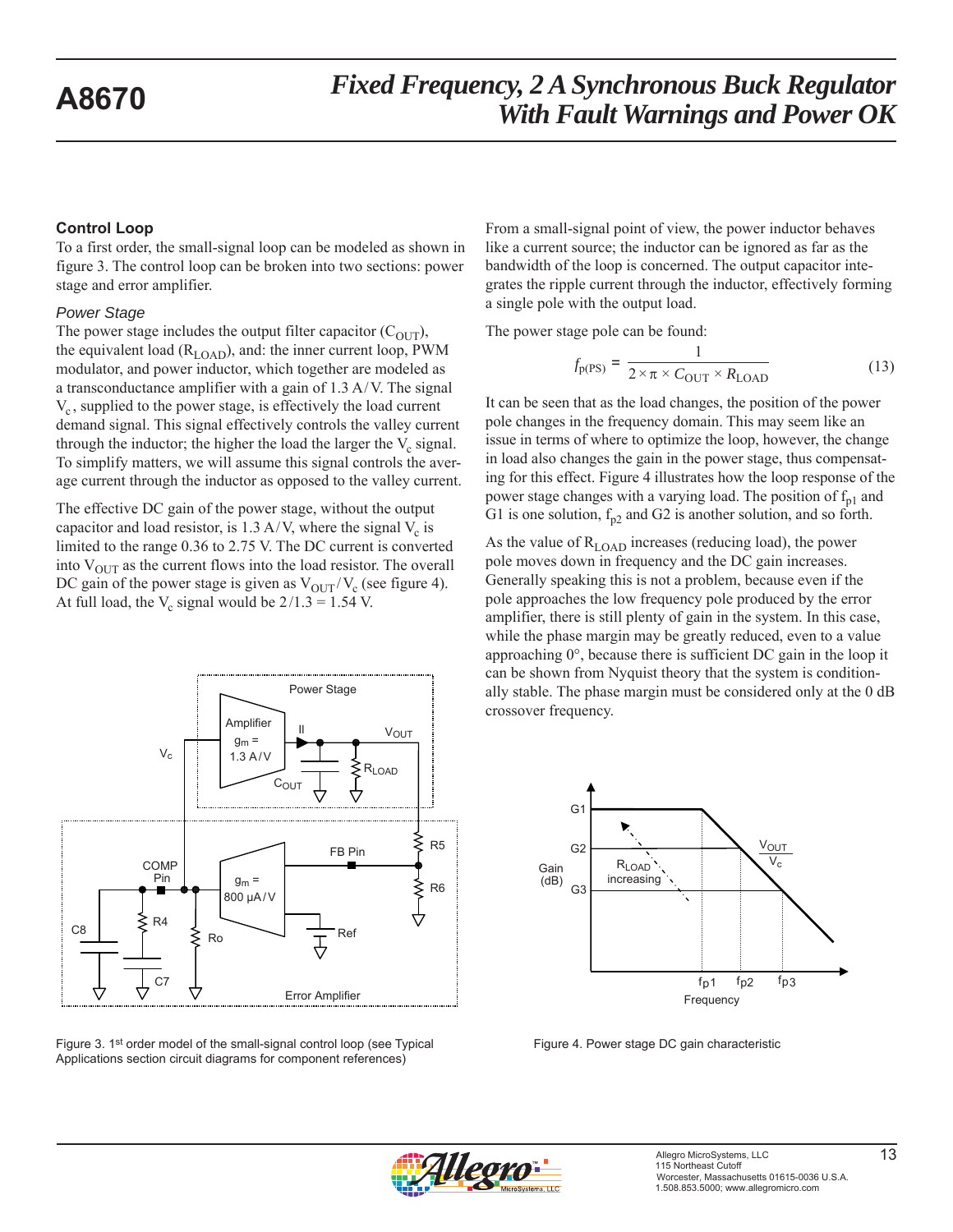## Control Loop

To a first order, the small-signal loop can be modeled as shown in figure 3. The control loop can be broken into two sections: power stage and error amplifier.

### *Power Stage*

The power stage includes the output filter capacitor ($C_{OUT}$), the equivalent load ($R_{LOAD}$), and: the inner current loop, PWM modulator, and power inductor, which together are modeled as a transconductance amplifier with a gain of 1.3 A/V. The signal $V_c$, supplied to the power stage, is effectively the load current demand signal. This signal effectively controls the valley current through the inductor; the higher the load the larger the $V_c$ signal. To simplify matters, we will assume this signal controls the average current through the inductor as opposed to the valley current.

The effective DC gain of the power stage, without the output capacitor and load resistor, is 1.3 A/V, where the signal $V_c$ is limited to the range 0.36 to 2.75 V. The DC current is converted into $V_{OUT}$ as the current flows into the load resistor. The overall DC gain of the power stage is given as $V_{OUT}/V_c$ (see figure 4). At full load, the $V_c$ signal would be 2/1.3 = 1.54 V.

Power Stage
Amplifier
$g_m$ = 1.3 A/V
Il
$V_{OUT}$
$V_c$
$R_{LOAD}$
$C_{OUT}$
R5
FB Pin
COMP Pin
$g_m$ = 800 µA/V
R6
R4
C8
Ro
Ref
C7
Error Amplifier

Figure 3. 1st order model of the small-signal control loop (see Typical Applications section circuit diagrams for component references)

From a small-signal point of view, the power inductor behaves like a current source; the inductor can be ignored as far as the bandwidth of the loop is concerned. The output capacitor integrates the ripple current through the inductor, effectively forming a single pole with the output load.

The power stage pole can be found:

$$f_{p(PS)} = \frac{1}{2 \times \pi \times C_{OUT} \times R_{LOAD}} \tag{13}$$

It can be seen that as the load changes, the position of the power pole changes in the frequency domain. This may seem like an issue in terms of where to optimize the loop, however, the change in load also changes the gain in the power stage, thus compensating for this effect. Figure 4 illustrates how the loop response of the power stage changes with a varying load. The position of $f_{p1}$ and G1 is one solution, $f_{p2}$ and G2 is another solution, and so forth.

As the value of $R_{LOAD}$ increases (reducing load), the power pole moves down in frequency and the DC gain increases. Generally speaking this is not a problem, because even if the pole approaches the low frequency pole produced by the error amplifier, there is still plenty of gain in the system. In this case, while the phase margin may be greatly reduced, even to a value approaching 0°, because there is sufficient DC gain in the loop it can be shown from Nyquist theory that the system is conditionally stable. The phase margin must be considered only at the 0 dB crossover frequency.

Gain (dB)
G1
G2
G3
$R_{LOAD}$ increasing
$V_{OUT}/V_c$
$f_{p1}$
$f_{p2}$
$f_{p3}$
Frequency

Figure 4. Power stage DC gain characteristic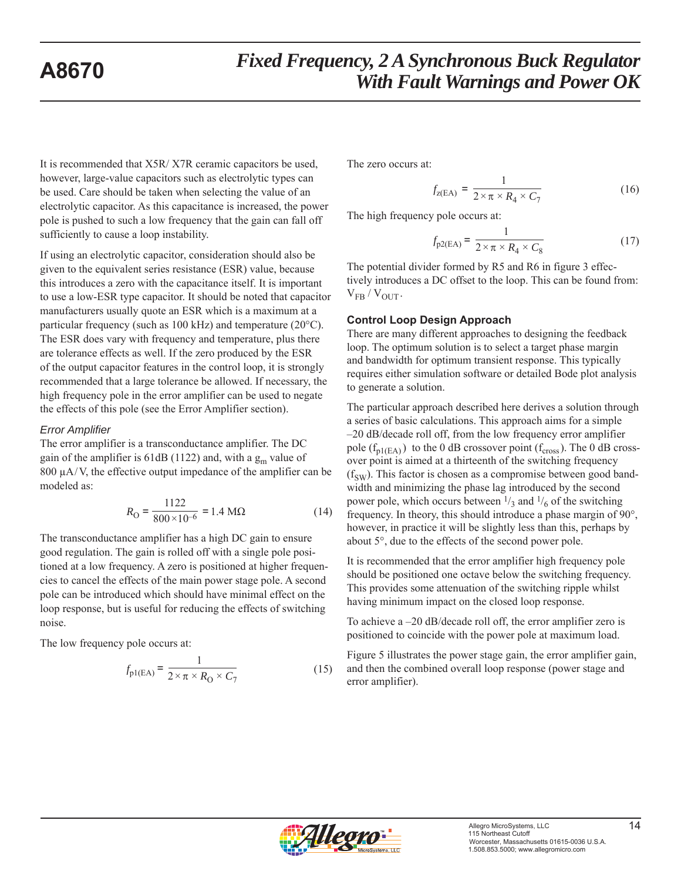It is recommended that X5R/ X7R ceramic capacitors be used, however, large-value capacitors such as electrolytic types can be used. Care should be taken when selecting the value of an electrolytic capacitor. As this capacitance is increased, the power pole is pushed to such a low frequency that the gain can fall off sufficiently to cause a loop instability.

If using an electrolytic capacitor, consideration should also be given to the equivalent series resistance (ESR) value, because this introduces a zero with the capacitance itself. It is important to use a low-ESR type capacitor. It should be noted that capacitor manufacturers usually quote an ESR which is a maximum at a particular frequency (such as 100 kHz) and temperature (20°C). The ESR does vary with frequency and temperature, plus there are tolerance effects as well. If the zero produced by the ESR of the output capacitor features in the control loop, it is strongly recommended that a large tolerance be allowed. If necessary, the high frequency pole in the error amplifier can be used to negate the effects of this pole (see the Error Amplifier section).

*Error Amplifier*

The error amplifier is a transconductance amplifier. The DC gain of the amplifier is 61dB (1122) and, with a $g_m$ value of 800 μA/ V, the effective output impedance of the amplifier can be modeled as:

$$R_O = \frac{1122}{800 \times 10^{-6}} = 1.4\ \text{M}\Omega \tag{14}$$

The transconductance amplifier has a high DC gain to ensure good regulation. The gain is rolled off with a single pole positioned at a low frequency. A zero is positioned at higher frequencies to cancel the effects of the main power stage pole. A second pole can be introduced which should have minimal effect on the loop response, but is useful for reducing the effects of switching noise.

The low frequency pole occurs at:

$$f_{p1(EA)} = \frac{1}{2 \times \pi \times R_O \times C_7} \tag{15}$$

The zero occurs at:

$$f_{z(EA)} = \frac{1}{2 \times \pi \times R_4 \times C_7} \tag{16}$$

The high frequency pole occurs at:

$$f_{p2(EA)} = \frac{1}{2 \times \pi \times R_4 \times C_8} \tag{17}$$

The potential divider formed by R5 and R6 in figure 3 effectively introduces a DC offset to the loop. This can be found from: $V_{FB}$ / $V_{OUT}$.

### Control Loop Design Approach

There are many different approaches to designing the feedback loop. The optimum solution is to select a target phase margin and bandwidth for optimum transient response. This typically requires either simulation software or detailed Bode plot analysis to generate a solution.

The particular approach described here derives a solution through a series of basic calculations. This approach aims for a simple –20 dB/decade roll off, from the low frequency error amplifier pole ($f_{p1(EA)}$) to the 0 dB crossover point ($f_{cross}$). The 0 dB crossover point is aimed at a thirteenth of the switching frequency ($f_{SW}$). This factor is chosen as a compromise between good bandwidth and minimizing the phase lag introduced by the second power pole, which occurs between $^1/_3$ and $^1/_6$ of the switching frequency. In theory, this should introduce a phase margin of 90°, however, in practice it will be slightly less than this, perhaps by about 5°, due to the effects of the second power pole.

It is recommended that the error amplifier high frequency pole should be positioned one octave below the switching frequency. This provides some attenuation of the switching ripple whilst having minimum impact on the closed loop response.

To achieve a –20 dB/decade roll off, the error amplifier zero is positioned to coincide with the power pole at maximum load.

Figure 5 illustrates the power stage gain, the error amplifier gain, and then the combined overall loop response (power stage and error amplifier).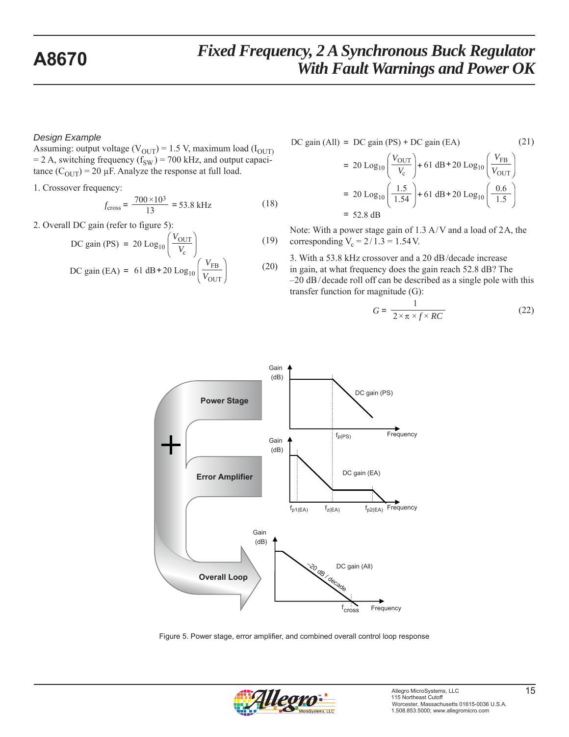### Design Example

Assuming: output voltage ($V_{OUT}$) = 1.5 V, maximum load ($I_{OUT}$) = 2 A, switching frequency ($f_{SW}$) = 700 kHz, and output capacitance ($C_{OUT}$) = 20 µF. Analyze the response at full load.

1. Crossover frequency:

$$f_{cross} = \frac{700 \times 10^3}{13} = 53.8 \text{ kHz} \tag{18}$$

2. Overall DC gain (refer to figure 5):

$$\text{DC gain (PS)} = 20 \, \text{Log}_{10} \left( \frac{V_{OUT}}{V_c} \right) \tag{19}$$

$$\text{DC gain (EA)} = 61 \text{ dB} + 20 \, \text{Log}_{10} \left( \frac{V_{FB}}{V_{OUT}} \right) \tag{20}$$

$$\begin{aligned} \text{DC gain (All)} &= \text{DC gain (PS)} + \text{DC gain (EA)} \\ &= 20 \, \text{Log}_{10} \left( \frac{V_{OUT}}{V_c} \right) + 61 \text{ dB} + 20 \, \text{Log}_{10} \left( \frac{V_{FB}}{V_{OUT}} \right) \\ &= 20 \, \text{Log}_{10} \left( \frac{1.5}{1.54} \right) + 61 \text{ dB} + 20 \, \text{Log}_{10} \left( \frac{0.6}{1.5} \right) \\ &= 52.8 \text{ dB} \end{aligned} \tag{21}$$

Note: With a power stage gain of 1.3 A/V and a load of 2A, the corresponding $V_c = 2 / 1.3 = 1.54$ V.

3. With a 53.8 kHz crossover and a 20 dB/decade increase in gain, at what frequency does the gain reach 52.8 dB? The –20 dB/decade roll off can be described as a single pole with this transfer function for magnitude (G):

$$G = \frac{1}{2 \times \pi \times f \times RC} \tag{22}$$

Power Stage
+
Error Amplifier
Overall Loop

Gain (dB)
DC gain (PS)
$f_{p(PS)}$
Frequency

Gain (dB)
DC gain (EA)
$f_{p1(EA)}$
$f_{z(EA)}$
$f_{p2(EA)}$
Frequency

Gain (dB)
–20 dB / decade
DC gain (All)
$f_{cross}$
Frequency

Figure 5. Power stage, error amplifier, and combined overall control loop response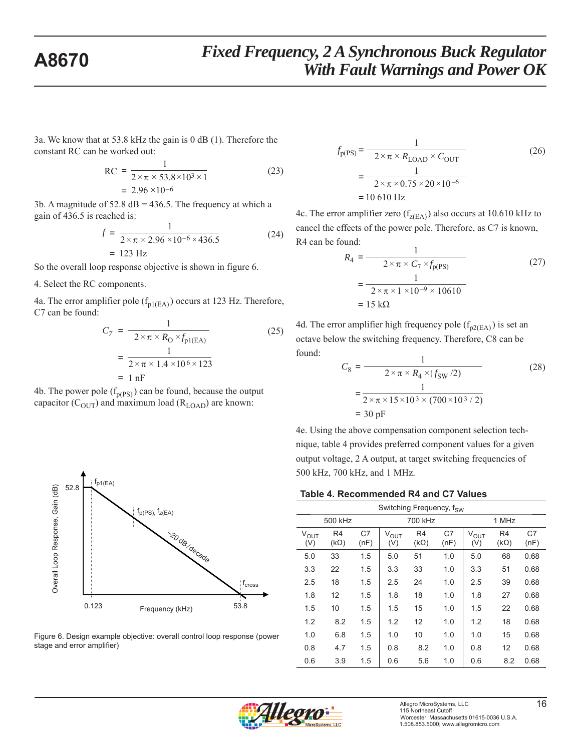3a. We know that at 53.8 kHz the gain is 0 dB (1). Therefore the constant RC can be worked out:

$$RC = \frac{1}{2 \times \pi \times 53.8 \times 10^3 \times 1} = 2.96 \times 10^{-6} \quad (23)$$

3b. A magnitude of 52.8 dB = 436.5. The frequency at which a gain of 436.5 is reached is:

$$f = \frac{1}{2 \times \pi \times 2.96 \times 10^{-6} \times 436.5} = 123 \text{ Hz} \quad (24)$$

So the overall loop response objective is shown in figure 6.

4. Select the RC components.

4a. The error amplifier pole ($f_{p1(EA)}$) occurs at 123 Hz. Therefore, C7 can be found:

$$C_7 = \frac{1}{2 \times \pi \times R_O \times f_{p1(EA)}} = \frac{1}{2 \times \pi \times 1.4 \times 10^6 \times 123} = 1 \text{ nF} \quad (25)$$

4b. The power pole ($f_{p(PS)}$) can be found, because the output capacitor ($C_{OUT}$) and maximum load ($R_{LOAD}$) are known:

52.8

$f_{p1(EA)}$

$f_{p(PS)}$, $f_{z(EA)}$

–20 dB/decade

$f_{cross}$

Overall Loop Response, Gain (dB)

0.123

Frequency (kHz)

53.8

Figure 6. Design example objective: overall control loop response (power stage and error amplifier)

$$f_{p(PS)} = \frac{1}{2 \times \pi \times R_{LOAD} \times C_{OUT}} = \frac{1}{2 \times \pi \times 0.75 \times 20 \times 10^{-6}} = 10\,610 \text{ Hz} \quad (26)$$

4c. The error amplifier zero ($f_{z(EA)}$) also occurs at 10.610 kHz to cancel the effects of the power pole. Therefore, as C7 is known, R4 can be found:

$$R_4 = \frac{1}{2 \times \pi \times C_7 \times f_{p(PS)}} = \frac{1}{2 \times \pi \times 1 \times 10^{-9} \times 10610} = 15 \text{ k}\Omega \quad (27)$$

4d. The error amplifier high frequency pole ($f_{p2(EA)}$) is set an octave below the switching frequency. Therefore, C8 can be found:

$$C_8 = \frac{1}{2 \times \pi \times R_4 \times (f_{SW}/2)} = \frac{1}{2 \times \pi \times 15 \times 10^3 \times (700 \times 10^3 / 2)} = 30 \text{ pF} \quad (28)$$

4e. Using the above compensation component selection technique, table 4 provides preferred component values for a given output voltage, 2 A output, at target switching frequencies of 500 kHz, 700 kHz, and 1 MHz.

**Table 4. Recommended R4 and C7 Values**

| Switching Frequency, $f_{SW}$ | | | | | | | | |
|---|---|---|---|---|---|---|---|---|
| 500 kHz | | | 700 kHz | | | 1 MHz | | |
| $V_{OUT}$ (V) | R4 (kΩ) | C7 (nF) | $V_{OUT}$ (V) | R4 (kΩ) | C7 (nF) | $V_{OUT}$ (V) | R4 (kΩ) | C7 (nF) |
| 5.0 | 33 | 1.5 | 5.0 | 51 | 1.0 | 5.0 | 68 | 0.68 |
| 3.3 | 22 | 1.5 | 3.3 | 33 | 1.0 | 3.3 | 51 | 0.68 |
| 2.5 | 18 | 1.5 | 2.5 | 24 | 1.0 | 2.5 | 39 | 0.68 |
| 1.8 | 12 | 1.5 | 1.8 | 18 | 1.0 | 1.8 | 27 | 0.68 |
| 1.5 | 10 | 1.5 | 1.5 | 15 | 1.0 | 1.5 | 22 | 0.68 |
| 1.2 | 8.2 | 1.5 | 1.2 | 12 | 1.0 | 1.2 | 18 | 0.68 |
| 1.0 | 6.8 | 1.5 | 1.0 | 10 | 1.0 | 1.0 | 15 | 0.68 |
| 0.8 | 4.7 | 1.5 | 0.8 | 8.2 | 1.0 | 0.8 | 12 | 0.68 |
| 0.6 | 3.9 | 1.5 | 0.6 | 5.6 | 1.0 | 0.6 | 8.2 | 0.68 |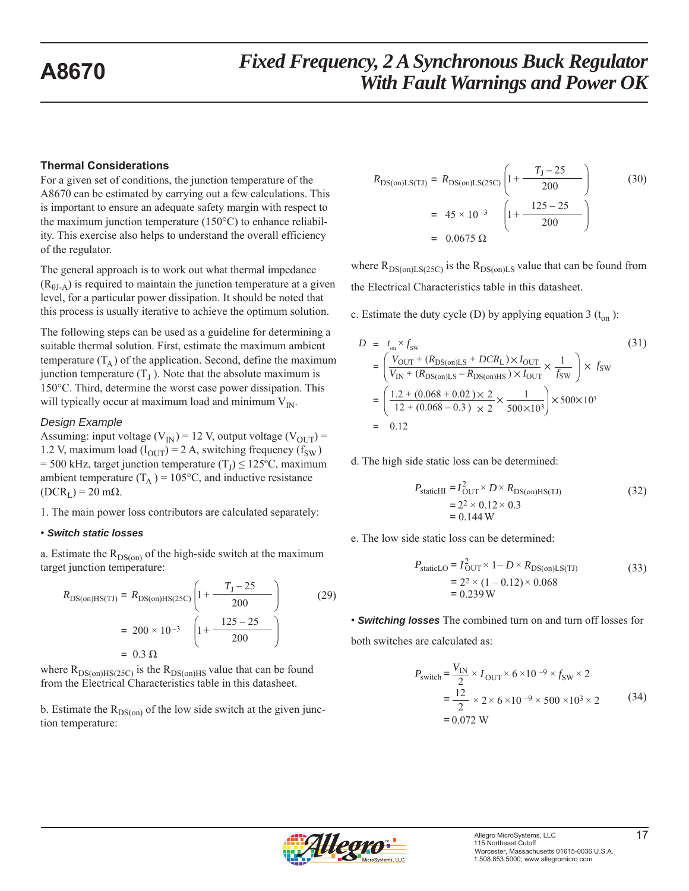## Thermal Considerations

For a given set of conditions, the junction temperature of the A8670 can be estimated by carrying out a few calculations. This is important to ensure an adequate safety margin with respect to the maximum junction temperature (150°C) to enhance reliability. This exercise also helps to understand the overall efficiency of the regulator.

The general approach is to work out what thermal impedance ($R_{\theta J\text{-}A}$) is required to maintain the junction temperature at a given level, for a particular power dissipation. It should be noted that this process is usually iterative to achieve the optimum solution.

The following steps can be used as a guideline for determining a suitable thermal solution. First, estimate the maximum ambient temperature ($T_A$) of the application. Second, define the maximum junction temperature ($T_J$). Note that the absolute maximum is 150°C. Third, determine the worst case power dissipation. This will typically occur at maximum load and minimum $V_{IN}$.

### *Design Example*

Assuming: input voltage ($V_{IN}$) = 12 V, output voltage ($V_{OUT}$) = 1.2 V, maximum load ($I_{OUT}$) = 2 A, switching frequency ($f_{SW}$) = 500 kHz, target junction temperature ($T_J$) ≤ 125ºC, maximum ambient temperature ($T_A$) = 105°C, and inductive resistance ($DCR_L$) = 20 mΩ.

1. The main power loss contributors are calculated separately:

• ***Switch static losses***

a. Estimate the $R_{DS(on)}$ of the high-side switch at the maximum target junction temperature:

$$
\begin{aligned}
R_{DS(on)HS(TJ)} &= R_{DS(on)HS(25C)}\left(1+\frac{T_J-25}{200}\right) \\
&= 200\times10^{-3}\left(1+\frac{125-25}{200}\right) \\
&= 0.3\ \Omega
\end{aligned}
\tag{29}
$$

where $R_{DS(on)HS(25C)}$ is the $R_{DS(on)HS}$ value that can be found from the Electrical Characteristics table in this datasheet.

b. Estimate the $R_{DS(on)}$ of the low side switch at the given junction temperature:

$$
\begin{aligned}
R_{DS(on)LS(TJ)} &= R_{DS(on)LS(25C)}\left(1+\frac{T_J-25}{200}\right) \\
&= 45\times10^{-3}\left(1+\frac{125-25}{200}\right) \\
&= 0.0675\ \Omega
\end{aligned}
\tag{30}
$$

where $R_{DS(on)LS(25C)}$ is the $R_{DS(on)LS}$ value that can be found from the Electrical Characteristics table in this datasheet.

c. Estimate the duty cycle (D) by applying equation 3 ($t_{on}$):

$$
\begin{aligned}
D &= t_{on}\times f_{SW} \\
&= \left(\frac{V_{OUT}+(R_{DS(on)LS}+DCR_L)\times I_{OUT}}{V_{IN}+(R_{DS(on)LS}-R_{DS(on)HS})\times I_{OUT}}\times\frac{1}{f_{SW}}\right)\times f_{SW} \\
&= \left(\frac{1.2+(0.068+0.02)\times 2}{12+(0.068-0.3)\times 2}\times\frac{1}{500\times10^3}\right)\times 500\times10^3 \\
&= 0.12
\end{aligned}
\tag{31}
$$

d. The high side static loss can be determined:

$$
\begin{aligned}
P_{staticHI} &= I_{OUT}^2\times D\times R_{DS(on)HS(TJ)} \\
&= 2^2\times 0.12\times 0.3 \\
&= 0.144\ \text{W}
\end{aligned}
\tag{32}
$$

e. The low side static loss can be determined:

$$
\begin{aligned}
P_{staticLO} &= I_{OUT}^2\times 1-D\times R_{DS(on)LS(TJ)} \\
&= 2^2\times(1-0.12)\times 0.068 \\
&= 0.239\ \text{W}
\end{aligned}
\tag{33}
$$

• ***Switching losses*** The combined turn on and turn off losses for both switches are calculated as:

$$
\begin{aligned}
P_{switch} &= \frac{V_{IN}}{2}\times I_{OUT}\times 6\times10^{-9}\times f_{SW}\times 2 \\
&= \frac{12}{2}\times 2\times 6\times10^{-9}\times 500\times10^3\times 2 \\
&= 0.072\ \text{W}
\end{aligned}
\tag{34}
$$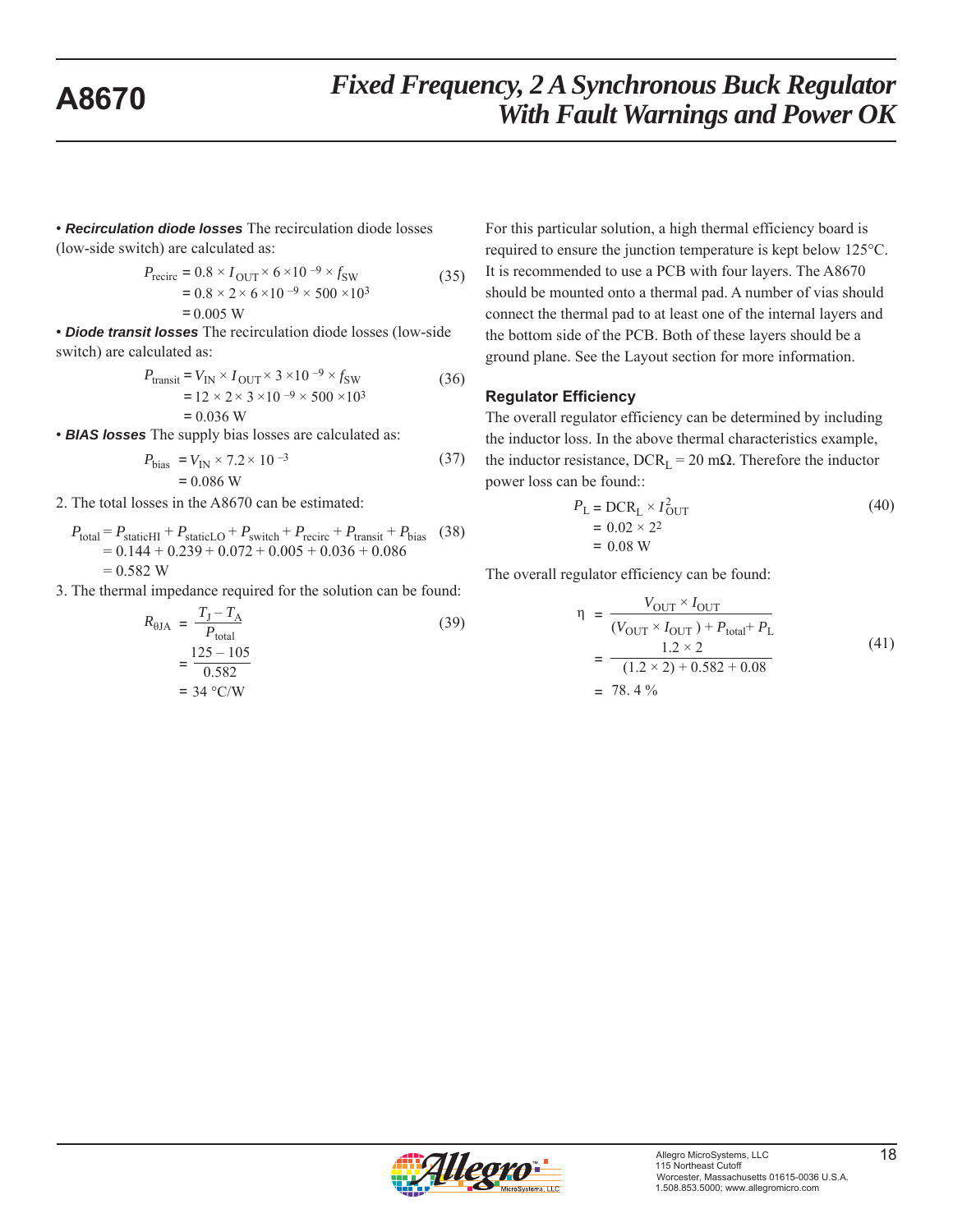• ***Recirculation diode losses*** The recirculation diode losses (low-side switch) are calculated as:

$$P_{recirc} = 0.8 \times I_{OUT} \times 6 \times 10^{-9} \times f_{SW} \tag{35}$$
$$= 0.8 \times 2 \times 6 \times 10^{-9} \times 500 \times 10^{3}$$
$$= 0.005 \text{ W}$$

• ***Diode transit losses*** The recirculation diode losses (low-side switch) are calculated as:

$$P_{transit} = V_{IN} \times I_{OUT} \times 3 \times 10^{-9} \times f_{SW} \tag{36}$$
$$= 12 \times 2 \times 3 \times 10^{-9} \times 500 \times 10^{3}$$
$$= 0.036 \text{ W}$$

• ***BIAS losses*** The supply bias losses are calculated as:

$$P_{bias} = V_{IN} \times 7.2 \times 10^{-3} \tag{37}$$
$$= 0.086 \text{ W}$$

2. The total losses in the A8670 can be estimated:

$$P_{total} = P_{staticHI} + P_{staticLO} + P_{switch} + P_{recirc} + P_{transit} + P_{bias} \tag{38}$$
$$= 0.144 + 0.239 + 0.072 + 0.005 + 0.036 + 0.086$$
$$= 0.582 \text{ W}$$

3. The thermal impedance required for the solution can be found:

$$R_{\theta JA} = \frac{T_J - T_A}{P_{total}} \tag{39}$$
$$= \frac{125 - 105}{0.582}$$
$$= 34 \text{ °C/W}$$

For this particular solution, a high thermal efficiency board is required to ensure the junction temperature is kept below 125°C. It is recommended to use a PCB with four layers. The A8670 should be mounted onto a thermal pad. A number of vias should connect the thermal pad to at least one of the internal layers and the bottom side of the PCB. Both of these layers should be a ground plane. See the Layout section for more information.

### Regulator Efficiency

The overall regulator efficiency can be determined by including the inductor loss. In the above thermal characteristics example, the inductor resistance, $DCR_L$ = 20 mΩ. Therefore the inductor power loss can be found::

$$P_L = DCR_L \times I_{OUT}^2 \tag{40}$$
$$= 0.02 \times 2^2$$
$$= 0.08 \text{ W}$$

The overall regulator efficiency can be found:

$$\eta = \frac{V_{OUT} \times I_{OUT}}{(V_{OUT} \times I_{OUT}) + P_{total} + P_L} \tag{41}$$
$$= \frac{1.2 \times 2}{(1.2 \times 2) + 0.582 + 0.08}$$
$$= 78.4\ \%$$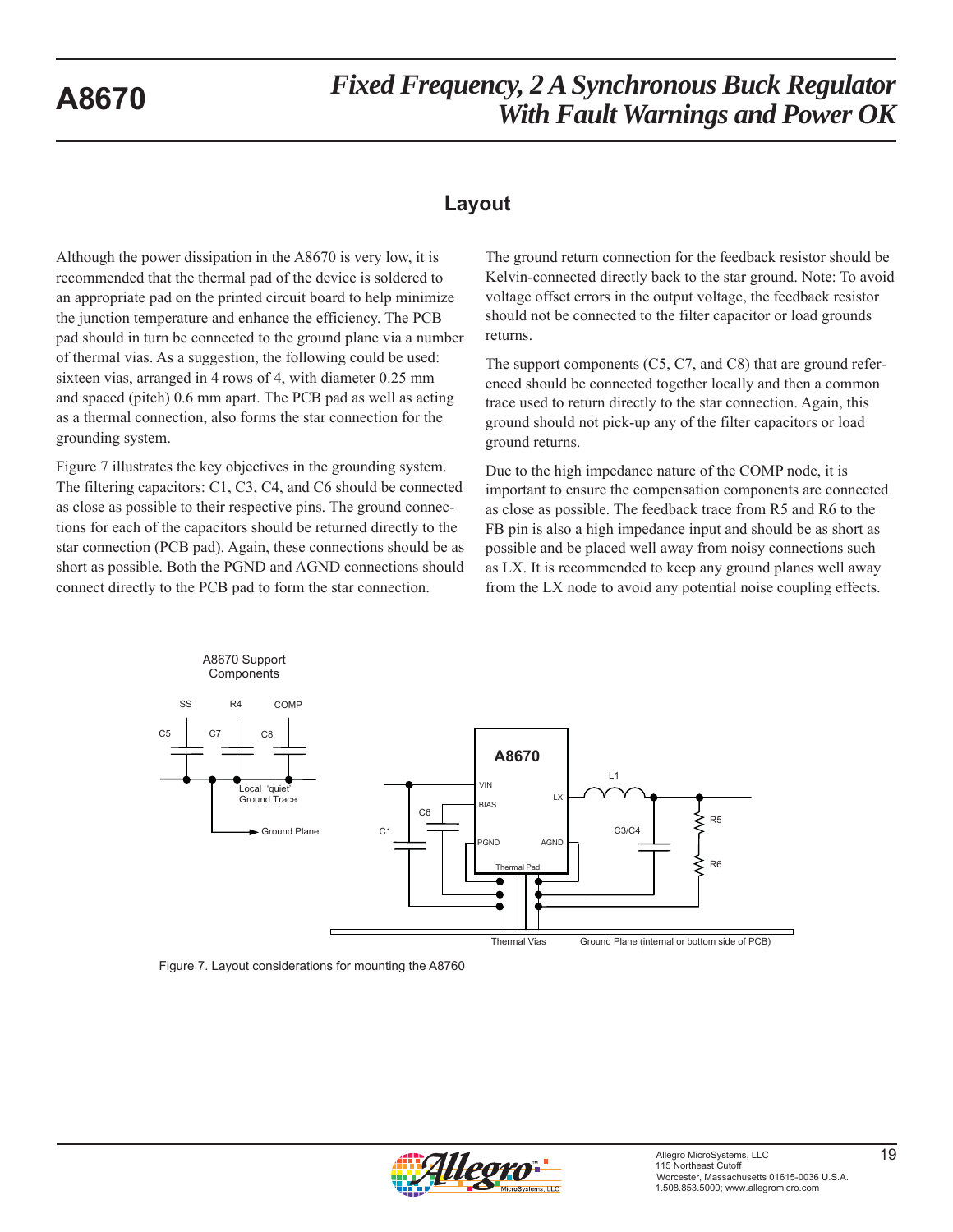## Layout

Although the power dissipation in the A8670 is very low, it is recommended that the thermal pad of the device is soldered to an appropriate pad on the printed circuit board to help minimize the junction temperature and enhance the efficiency. The PCB pad should in turn be connected to the ground plane via a number of thermal vias. As a suggestion, the following could be used: sixteen vias, arranged in 4 rows of 4, with diameter 0.25 mm and spaced (pitch) 0.6 mm apart. The PCB pad as well as acting as a thermal connection, also forms the star connection for the grounding system.

Figure 7 illustrates the key objectives in the grounding system. The filtering capacitors: C1, C3, C4, and C6 should be connected as close as possible to their respective pins. The ground connections for each of the capacitors should be returned directly to the star connection (PCB pad). Again, these connections should be as short as possible. Both the PGND and AGND connections should connect directly to the PCB pad to form the star connection.

The ground return connection for the feedback resistor should be Kelvin-connected directly back to the star ground. Note: To avoid voltage offset errors in the output voltage, the feedback resistor should not be connected to the filter capacitor or load grounds returns.

The support components (C5, C7, and C8) that are ground referenced should be connected together locally and then a common trace used to return directly to the star connection. Again, this ground should not pick-up any of the filter capacitors or load ground returns.

Due to the high impedance nature of the COMP node, it is important to ensure the compensation components are connected as close as possible. The feedback trace from R5 and R6 to the FB pin is also a high impedance input and should be as short as possible and be placed well away from noisy connections such as LX. It is recommended to keep any ground planes well away from the LX node to avoid any potential noise coupling effects.

A8670 Support Components

SS R4 COMP

C5 C7 C8

Local 'quiet' Ground Trace

Ground Plane

A8670

VIN BIAS PGND AGND LX Thermal Pad

C1 C6 L1 C3/C4 R5 R6

Thermal Vias Ground Plane (internal or bottom side of PCB)

Figure 7. Layout considerations for mounting the A8760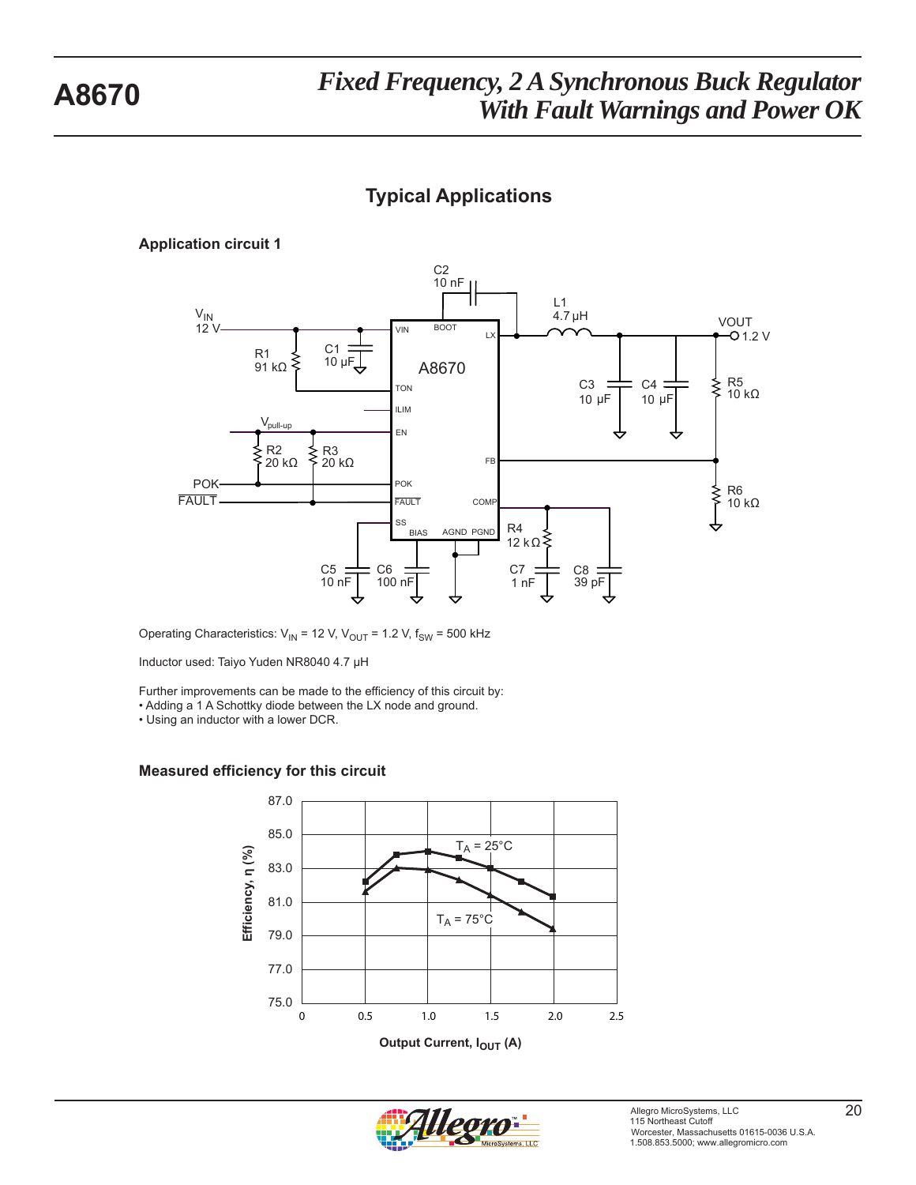## Typical Applications

### Application circuit 1

C2
10 nF

L1
4.7 µH

$V_{IN}$
12 V

VOUT
1.2 V

R1
91 kΩ

C1
10 µF

A8670

VIN BOOT LX TON ILIM EN FB POK FAULT COMP SS BIAS AGND PGND

C3
10 µF

C4
10 µF

R5
10 kΩ

$V_{pull-up}$

R2
20 kΩ

R3
20 kΩ

POK

FAULT

R6
10 kΩ

R4
12 kΩ

C5
10 nF

C6
100 nF

C7
1 nF

C8
39 pF

Operating Characteristics: $V_{IN}$ = 12 V, $V_{OUT}$ = 1.2 V, $f_{SW}$ = 500 kHz

Inductor used: Taiyo Yuden NR8040 4.7 µH

Further improvements can be made to the efficiency of this circuit by:
- Adding a 1 A Schottky diode between the LX node and ground.
- Using an inductor with a lower DCR.

### Measured efficiency for this circuit

Efficiency, η (%)

87.0
85.0
83.0
81.0
79.0
77.0
75.0

$T_A$ = 25°C

$T_A$ = 75°C

0
0.5
1.0
1.5
2.0
2.5

Output Current, $I_{OUT}$ (A)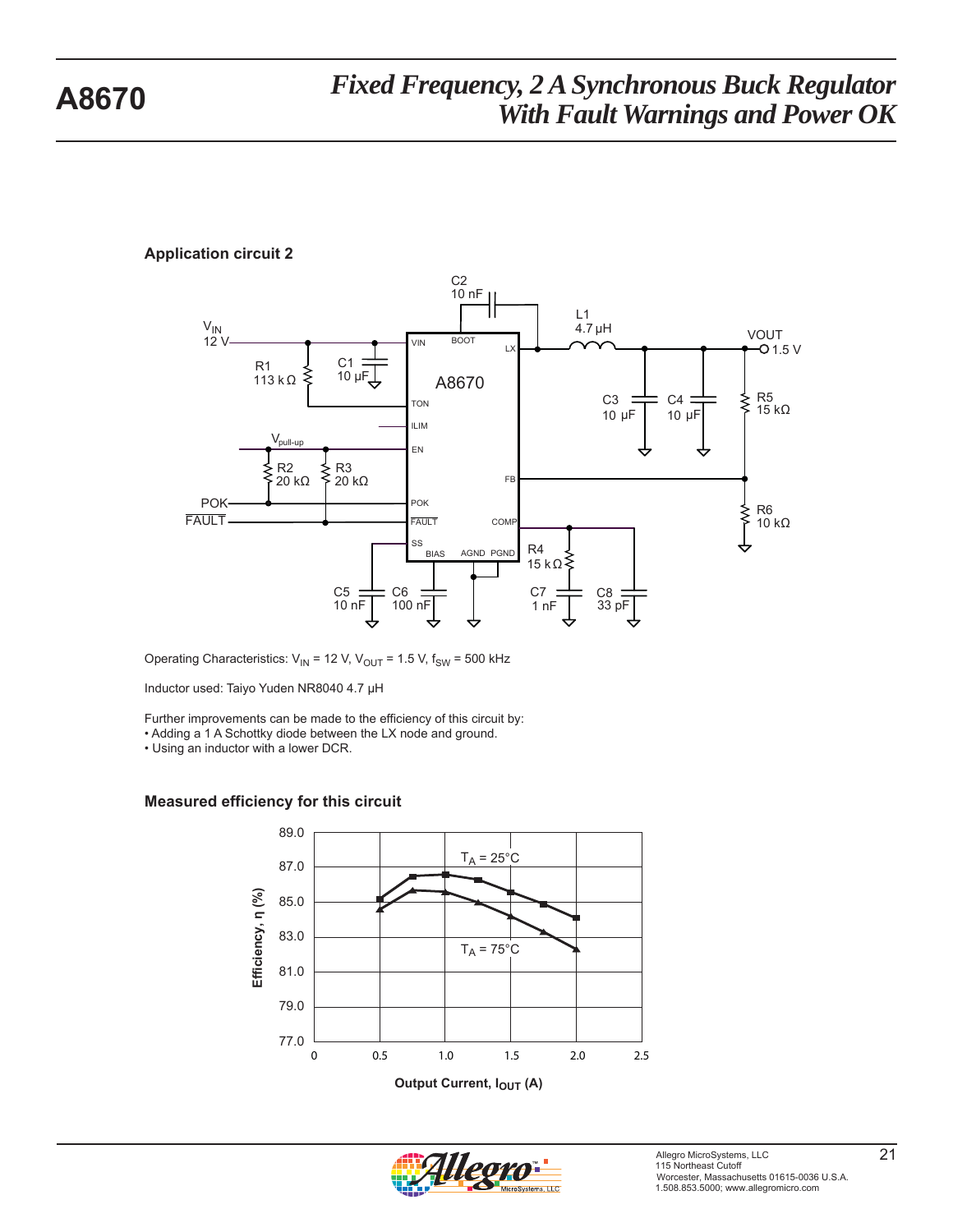### Application circuit 2

C2
10 nF

L1
4.7 µH

$V_{IN}$
12 V

VOUT
1.5 V

R1
113 kΩ

C1
10 µF

VIN BOOT LX

A8670

TON

ILIM

EN

$V_{pull-up}$

R2
20 kΩ

R3
20 kΩ

FB

POK

FAULT

COMP

SS

BIAS AGND PGND

C3
10 µF

C4
10 µF

R5
15 kΩ

R6
10 kΩ

R4
15 kΩ

C5
10 nF

C6
100 nF

C7
1 nF

C8
33 pF

Operating Characteristics: $V_{IN}$ = 12 V, $V_{OUT}$ = 1.5 V, $f_{SW}$ = 500 kHz

Inductor used: Taiyo Yuden NR8040 4.7 µH

Further improvements can be made to the efficiency of this circuit by:
- Adding a 1 A Schottky diode between the LX node and ground.
- Using an inductor with a lower DCR.

### Measured efficiency for this circuit

Efficiency, η (%)

89.0
87.0
85.0
83.0
81.0
79.0
77.0

$T_A$ = 25°C

$T_A$ = 75°C

0
0.5
1.0
1.5
2.0
2.5

Output Current, $I_{OUT}$ (A)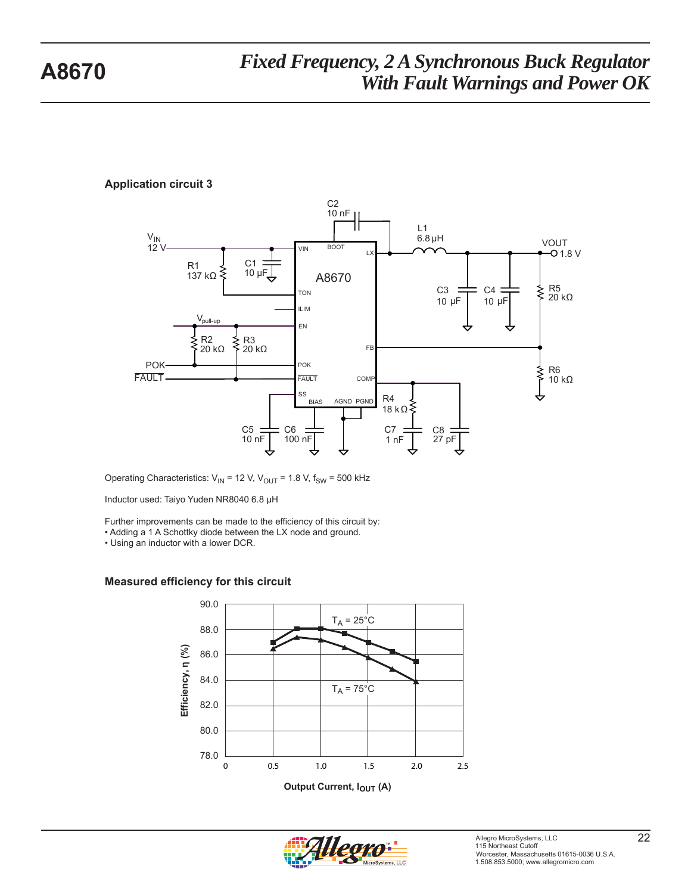### Application circuit 3

C2
10 nF
L1
6.8 µH
$V_{IN}$
12 V
VOUT
1.8 V
R1
137 kΩ
C1
10 µF
VIN
BOOT
LX
A8670
TON
ILIM
EN
FB
POK
FAULT
COMP
SS
BIAS
AGND
PGND
C3
10 µF
C4
10 µF
R5
20 kΩ
R6
10 kΩ
$V_{pull-up}$
R2
20 kΩ
R3
20 kΩ
POK
FAULT
R4
18 kΩ
C5
10 nF
C6
100 nF
C7
1 nF
C8
27 pF

Operating Characteristics: $V_{IN}$ = 12 V, $V_{OUT}$ = 1.8 V, $f_{SW}$ = 500 kHz

Inductor used: Taiyo Yuden NR8040 6.8 µH

Further improvements can be made to the efficiency of this circuit by:

- Adding a 1 A Schottky diode between the LX node and ground.
- Using an inductor with a lower DCR.

### Measured efficiency for this circuit

Efficiency, η (%)
90.0
88.0
86.0
84.0
82.0
80.0
78.0

$T_A$ = 25°C
$T_A$ = 75°C

0
0.5
1.0
1.5
2.0
2.5

Output Current, $I_{OUT}$ (A)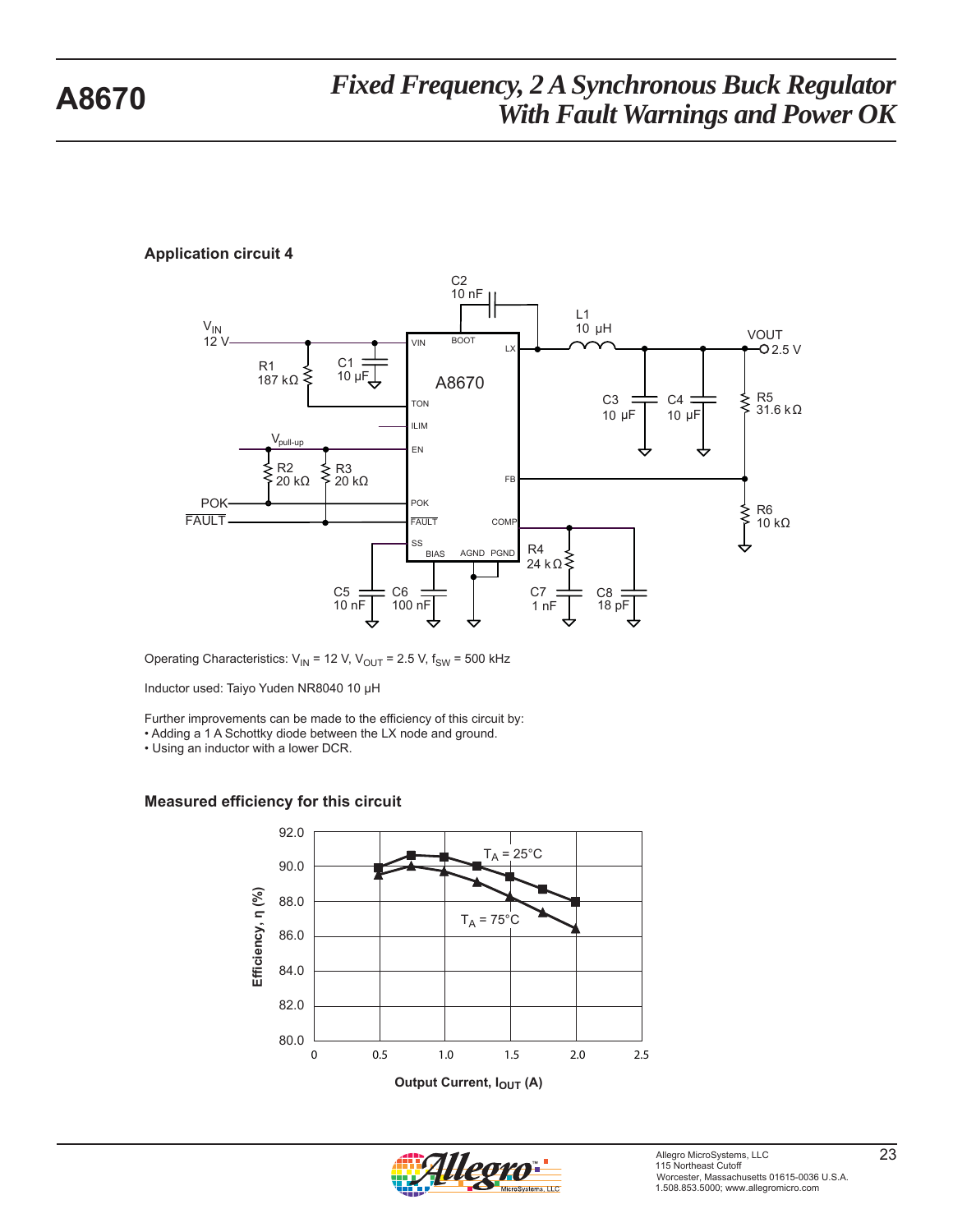### Application circuit 4

C2
10 nF

L1
10 µH

$V_{IN}$
12 V

VOUT
2.5 V

R1
187 kΩ

C1
10 µF

VIN
BOOT
LX

A8670

TON
ILIM
EN

C3
10 µF

C4
10 µF

R5
31.6 kΩ

$V_{pull-up}$

R2
20 kΩ

R3
20 kΩ

FB

POK
FAULT

POK
FAULT
COMP

SS
BIAS
AGND
PGND

R4
24 kΩ

R6
10 kΩ

C5
10 nF

C6
100 nF

C7
1 nF

C8
18 pF

Operating Characteristics: $V_{IN}$ = 12 V, $V_{OUT}$ = 2.5 V, $f_{SW}$ = 500 kHz

Inductor used: Taiyo Yuden NR8040 10 µH

Further improvements can be made to the efficiency of this circuit by:
- Adding a 1 A Schottky diode between the LX node and ground.
- Using an inductor with a lower DCR.

### Measured efficiency for this circuit

Efficiency, η (%)

92.0
90.0
88.0
86.0
84.0
82.0
80.0

$T_A$ = 25°C

$T_A$ = 75°C

0
0.5
1.0
1.5
2.0
2.5

Output Current, $I_{OUT}$ (A)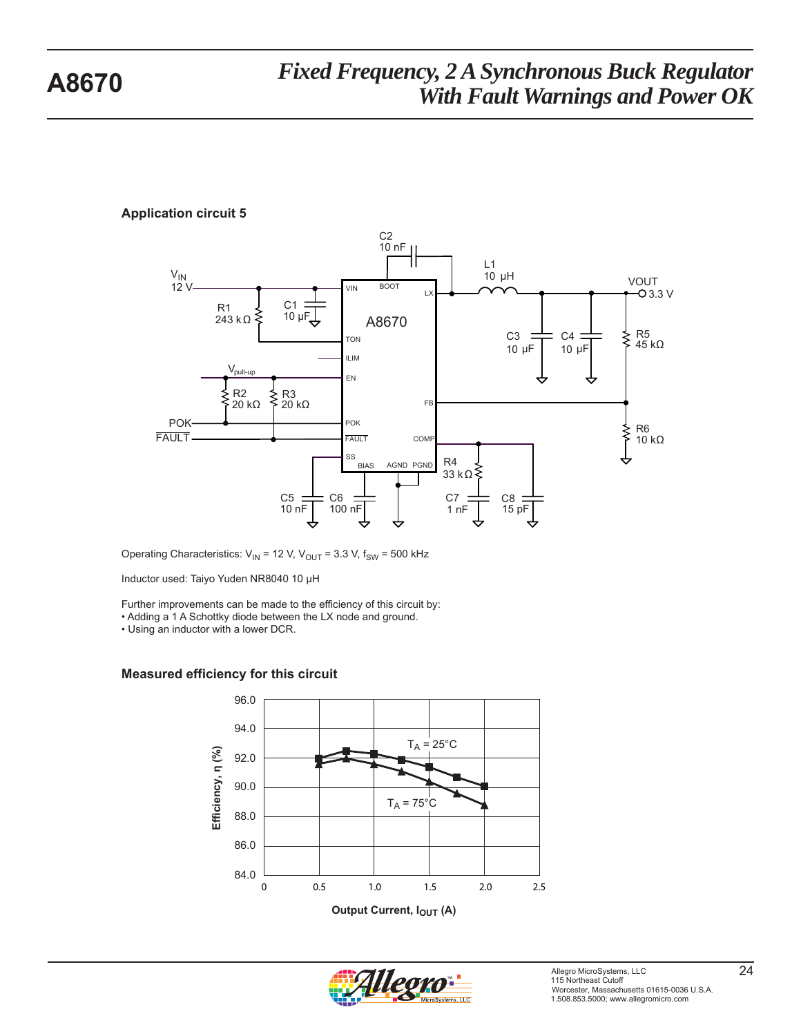### Application circuit 5

C2
10 nF

L1
10 µH

$V_{IN}$
12 V

VOUT
3.3 V

R1
243 kΩ

C1
10 µF

VIN
BOOT
LX

A8670

TON
ILIM
EN

C3
10 µF

C4
10 µF

R5
45 kΩ

$V_{pull-up}$

R2
20 kΩ

R3
20 kΩ

FB

POK
FAULT

POK
FAULT
COMP
SS
BIAS
AGND
PGND

R4
33 kΩ

R6
10 kΩ

C5
10 nF

C6
100 nF

C7
1 nF

C8
15 pF

Operating Characteristics: $V_{IN}$ = 12 V, $V_{OUT}$ = 3.3 V, $f_{SW}$ = 500 kHz

Inductor used: Taiyo Yuden NR8040 10 µH

Further improvements can be made to the efficiency of this circuit by:
- Adding a 1 A Schottky diode between the LX node and ground.
- Using an inductor with a lower DCR.

### Measured efficiency for this circuit

Efficiency, η (%)
96.0
94.0
92.0
90.0
88.0
86.0
84.0

0
0.5
1.0
1.5
2.0
2.5

Output Current, $I_{OUT}$ (A)

$T_A$ = 25°C
$T_A$ = 75°C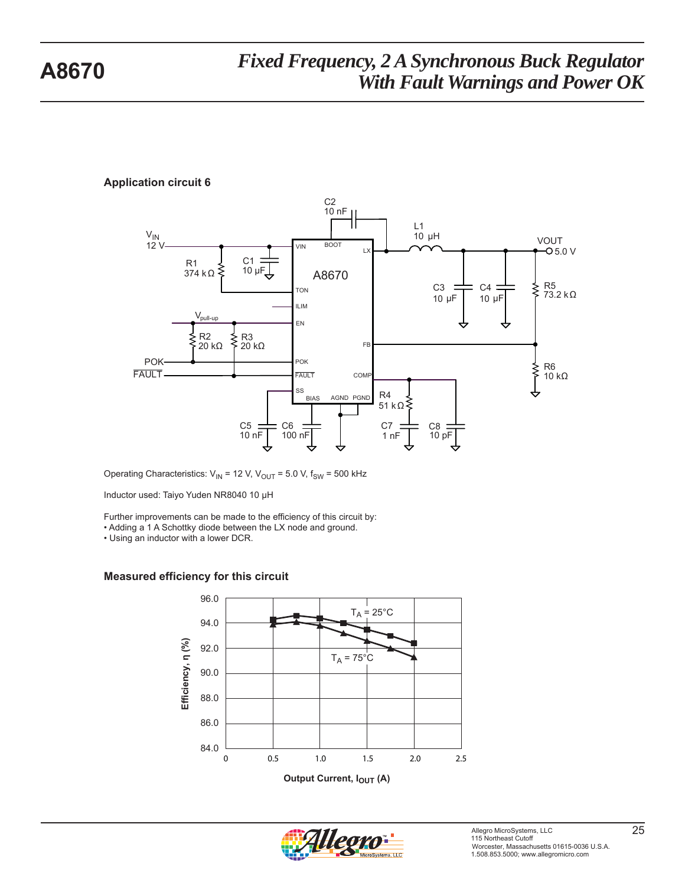### Application circuit 6

C2
10 nF

L1
10 µH

$V_{IN}$
12 V

VOUT
5.0 V

R1
374 kΩ

C1
10 µF

VIN
BOOT
LX

A8670

TON
ILIM
EN
FB
POK
FAULT
COMP
SS
BIAS
AGND
PGND

C3
10 µF

C4
10 µF

R5
73.2 kΩ

$V_{pull-up}$

R2
20 kΩ

R3
20 kΩ

POK

FAULT

R6
10 kΩ

R4
51 kΩ

C5
10 nF

C6
100 nF

C7
1 nF

C8
10 pF

Operating Characteristics: $V_{IN}$ = 12 V, $V_{OUT}$ = 5.0 V, $f_{SW}$ = 500 kHz

Inductor used: Taiyo Yuden NR8040 10 µH

Further improvements can be made to the efficiency of this circuit by:
- Adding a 1 A Schottky diode between the LX node and ground.
- Using an inductor with a lower DCR.

### Measured efficiency for this circuit

Efficiency, η (%)

96.0
94.0
92.0
90.0
88.0
86.0
84.0

0
0.5
1.0
1.5
2.0
2.5

$T_A$ = 25°C

$T_A$ = 75°C

Output Current, $I_{OUT}$ (A)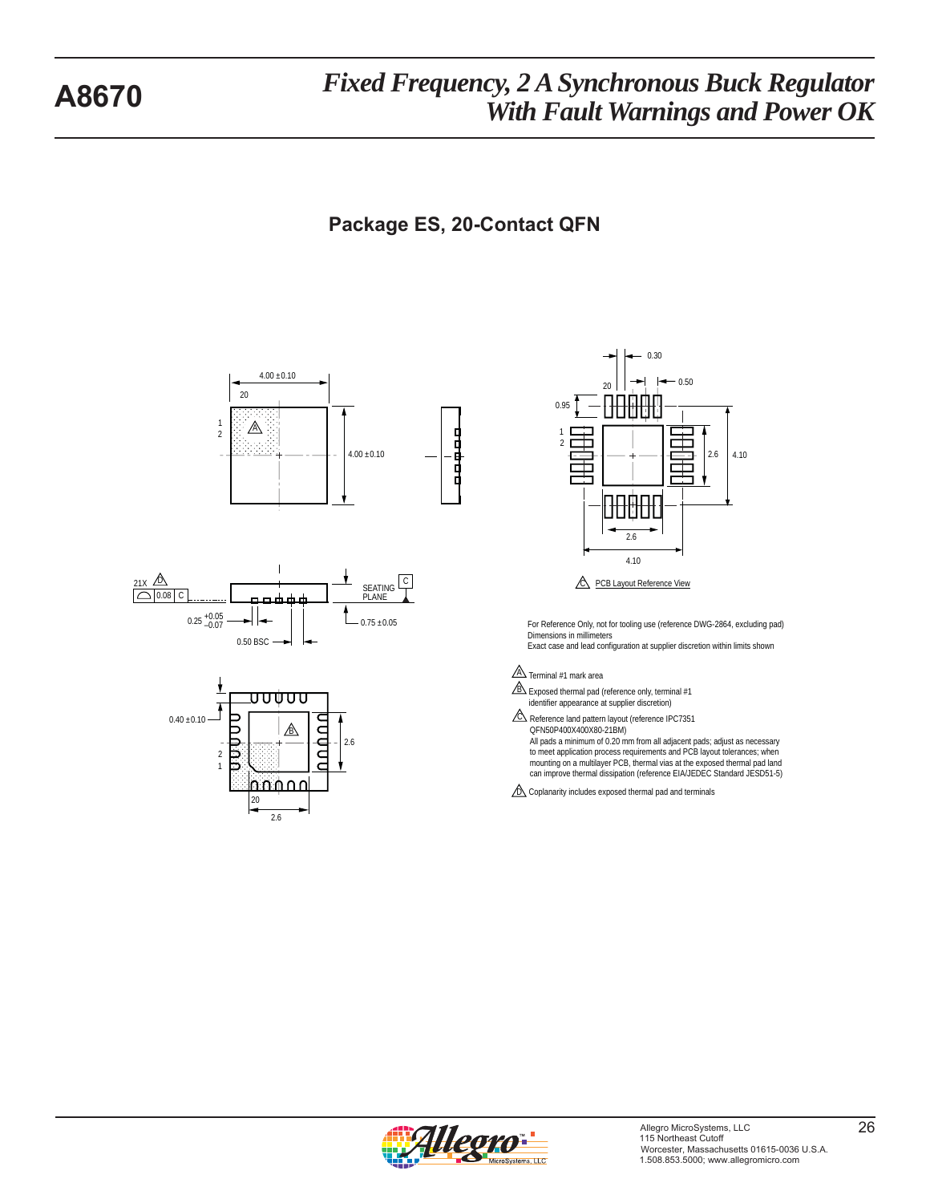## Package ES, 20-Contact QFN

4.00 ±0.10

20

1
2

A

4.00 ±0.10

21X D

0.08 C

SEATING PLANE

C

0.25 +0.05 −0.07

0.75 ±0.05

0.50 BSC

0.40 ±0.10

B

2.6

2
1

20

2.6

0.30

20

0.50

0.95

1
2

2.6

4.10

2.6

4.10

C PCB Layout Reference View

For Reference Only, not for tooling use (reference DWG-2864, excluding pad)
Dimensions in millimeters
Exact case and lead configuration at supplier discretion within limits shown

A Terminal #1 mark area

B Exposed thermal pad (reference only, terminal #1 identifier appearance at supplier discretion)

C Reference land pattern layout (reference IPC7351 QFN50P400X400X80-21BM)
All pads a minimum of 0.20 mm from all adjacent pads; adjust as necessary to meet application process requirements and PCB layout tolerances; when mounting on a multilayer PCB, thermal vias at the exposed thermal pad land can improve thermal dissipation (reference EIA/JEDEC Standard JESD51-5)

D Coplanarity includes exposed thermal pad and terminals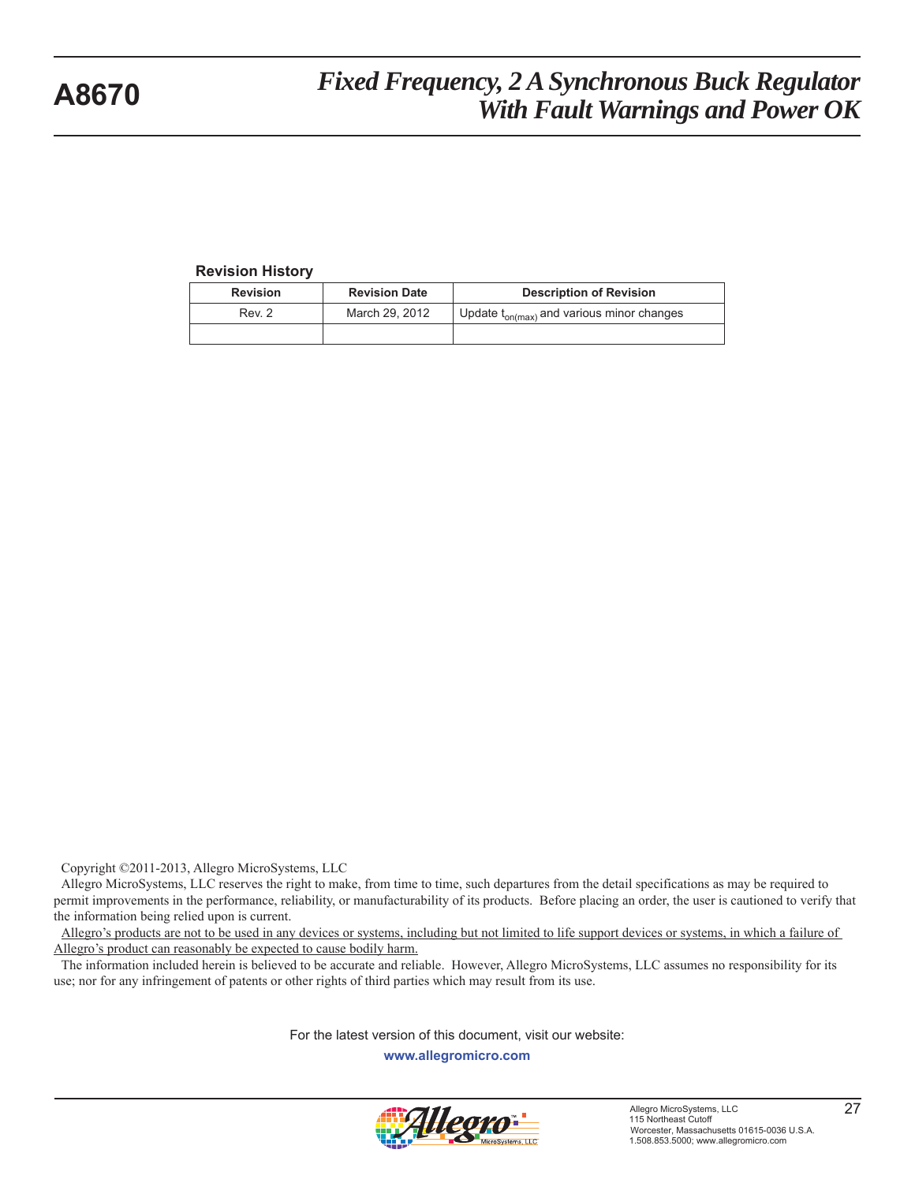## Revision History

| Revision | Revision Date | Description of Revision |
| --- | --- | --- |
| Rev. 2 | March 29, 2012 | Update $t_{on(max)}$ and various minor changes |
| | | |

Copyright ©2011-2013, Allegro MicroSystems, LLC

Allegro MicroSystems, LLC reserves the right to make, from time to time, such departures from the detail specifications as may be required to permit improvements in the performance, reliability, or manufacturability of its products. Before placing an order, the user is cautioned to verify that the information being relied upon is current.

Allegro's products are not to be used in any devices or systems, including but not limited to life support devices or systems, in which a failure of Allegro's product can reasonably be expected to cause bodily harm.

The information included herein is believed to be accurate and reliable. However, Allegro MicroSystems, LLC assumes no responsibility for its use; nor for any infringement of patents or other rights of third parties which may result from its use.

For the latest version of this document, visit our website:

**www.allegromicro.com**

Allegro MicroSystems, LLC
115 Northeast Cutoff
Worcester, Massachusetts 01615-0036 U.S.A.
1.508.853.5000; www.allegromicro.com